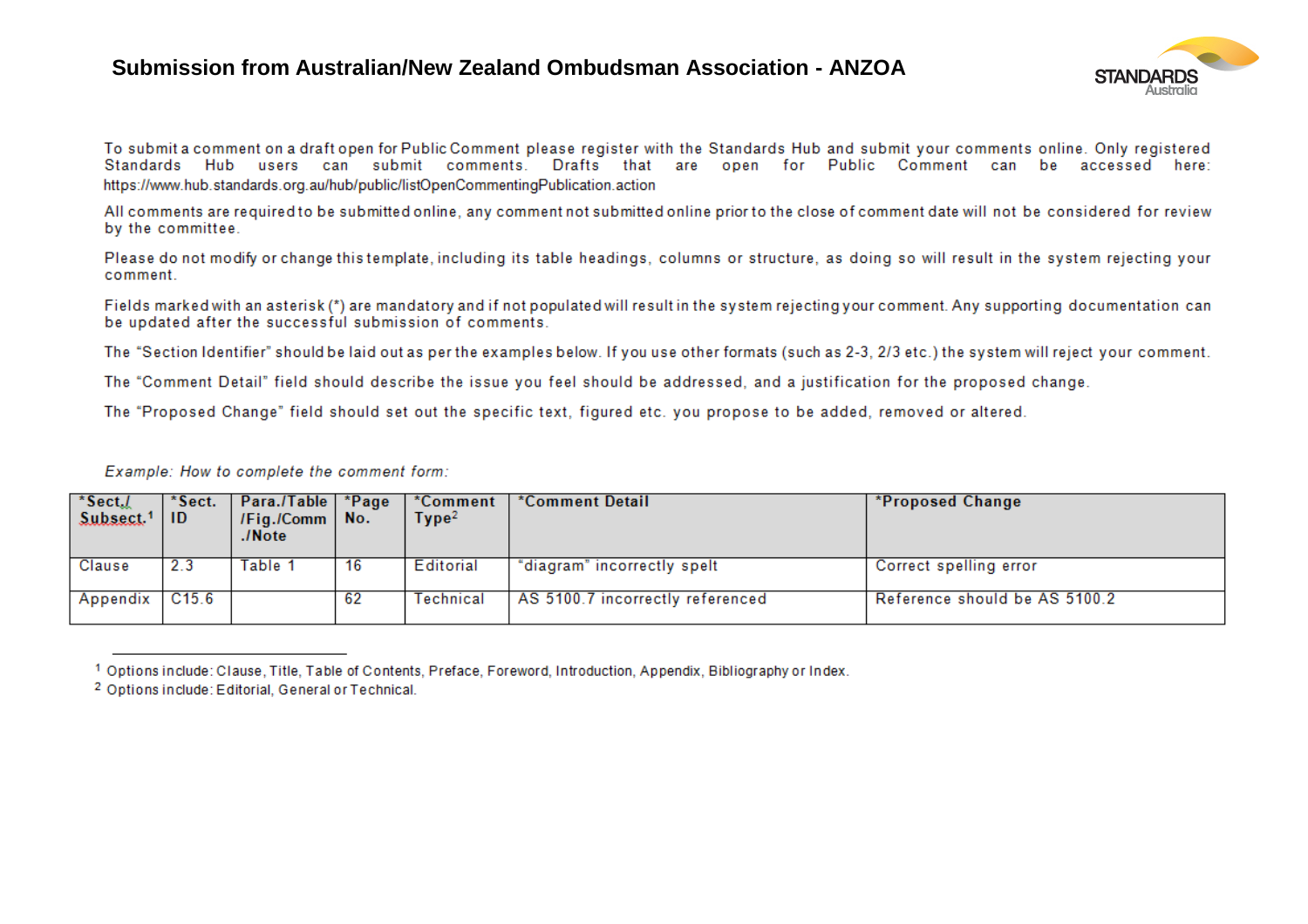# Submission from Australian/New Zealand Ombudsman Association - ANZOA

STANDARDS Australia

To submit a comment on a draft open for Public Comment please register with the Standards Hub and submit your comments online. Only registered Standards Hub users can submit comments. Drafts that are open for Public Comment can be accessed here: https://www.hub.standards.org.au/hub/public/listOpenCommentingPublication.action

All comments are required to be submitted online, any comment not submitted online prior to the close of comment date will not be considered for review by the committee.

Please do not modify or change this template, including its table headings, columns or structure, as doing so will result in the system rejecting your comment.

Fields marked with an asterisk (*) are mandatory and if not populated will result in the system rejecting your comment. Any supporting documentation can be updated after the successful submission of comments.

The "Section Identifier" should be laid out as per the examples below. If you use other formats (such as 2-3, 2/3 etc.) the system will reject your comment.

The "Comment Detail" field should describe the issue you feel should be addressed, and a justification for the proposed change.

The "Proposed Change" field should set out the specific text, figured etc. you propose to be added, removed or altered.

*Example: How to complete the comment form:*

| *Sect./ Subsect.[1] | *Sect. ID | Para./Table /Fig./Comm ./Note | *Page No. | *Comment Type[2] | *Comment Detail | *Proposed Change |
|---|---|---|---|---|---|---|
| Clause | 2.3 | Table 1 | 16 | Editorial | "diagram" incorrectly spelt | Correct spelling error |
| Appendix | C15.6 | | 62 | Technical | AS 5100.7 incorrectly referenced | Reference should be AS 5100.2 |

[1] Options include: Clause, Title, Table of Contents, Preface, Foreword, Introduction, Appendix, Bibliography or Index.

[2] Options include: Editorial, General or Technical.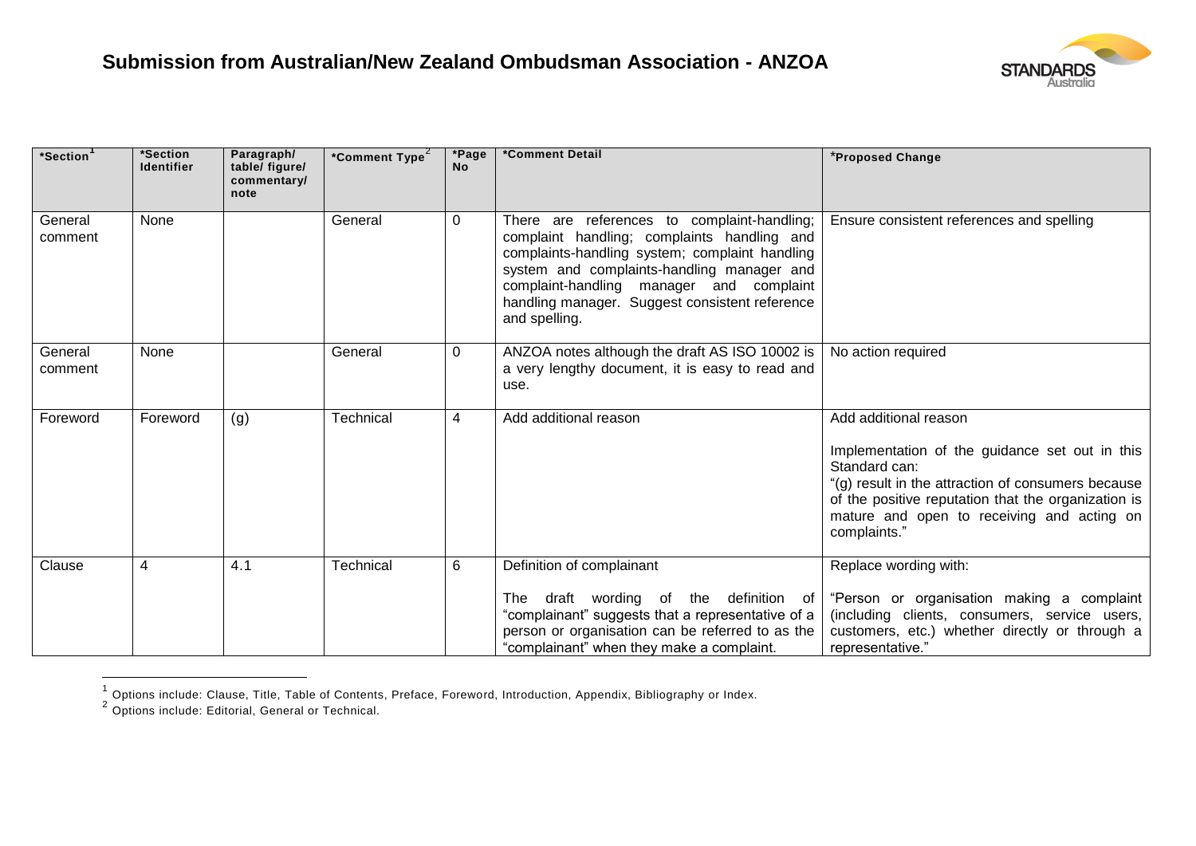## Submission from Australian/New Zealand Ombudsman Association - ANZOA

| *Section[1] | *Section Identifier | Paragraph/ table/ figure/ commentary/ note | *Comment Type[2] | *Page No | *Comment Detail | *Proposed Change |
|---|---|---|---|---|---|---|
| General comment | None | | General | 0 | There are references to complaint-handling; complaint handling; complaints handling and complaints-handling system; complaint handling system and complaints-handling manager and complaint-handling manager and complaint handling manager. Suggest consistent reference and spelling. | Ensure consistent references and spelling |
| General comment | None | | General | 0 | ANZOA notes although the draft AS ISO 10002 is a very lengthy document, it is easy to read and use. | No action required |
| Foreword | Foreword | (g) | Technical | 4 | Add additional reason | Add additional reason<br><br>Implementation of the guidance set out in this Standard can:<br>"(g) result in the attraction of consumers because of the positive reputation that the organization is mature and open to receiving and acting on complaints." |
| Clause | 4 | 4.1 | Technical | 6 | Definition of complainant<br><br>The draft wording of the definition of "complainant" suggests that a representative of a person or organisation can be referred to as the "complainant" when they make a complaint. | Replace wording with:<br><br>"Person or organisation making a complaint (including clients, consumers, service users, customers, etc.) whether directly or through a representative." |

[1] Options include: Clause, Title, Table of Contents, Preface, Foreword, Introduction, Appendix, Bibliography or Index.

[2] Options include: Editorial, General or Technical.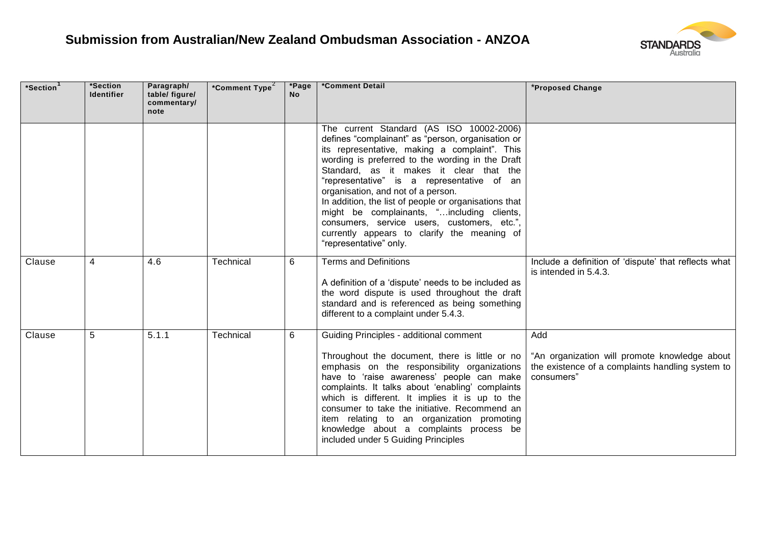## Submission from Australian/New Zealand Ombudsman Association - ANZOA

| *Section[1] | *Section Identifier | Paragraph/ table/ figure/ commentary/ note | *Comment Type[2] | *Page No | *Comment Detail | *Proposed Change |
|---|---|---|---|---|---|---|
| | | | | | The current Standard (AS ISO 10002-2006) defines "complainant" as "person, organisation or its representative, making a complaint". This wording is preferred to the wording in the Draft Standard, as it makes it clear that the "representative" is a representative of an organisation, and not of a person.<br>In addition, the list of people or organisations that might be complainants, "…including clients, consumers, service users, customers, etc.", currently appears to clarify the meaning of "representative" only. | |
| Clause | 4 | 4.6 | Technical | 6 | Terms and Definitions<br><br>A definition of a 'dispute' needs to be included as the word dispute is used throughout the draft standard and is referenced as being something different to a complaint under 5.4.3. | Include a definition of 'dispute' that reflects what is intended in 5.4.3. |
| Clause | 5 | 5.1.1 | Technical | 6 | Guiding Principles - additional comment<br><br>Throughout the document, there is little or no emphasis on the responsibility organizations have to 'raise awareness' people can make complaints. It talks about 'enabling' complaints which is different. It implies it is up to the consumer to take the initiative. Recommend an item relating to an organization promoting knowledge about a complaints process be included under 5 Guiding Principles | Add<br><br>"An organization will promote knowledge about the existence of a complaints handling system to consumers" |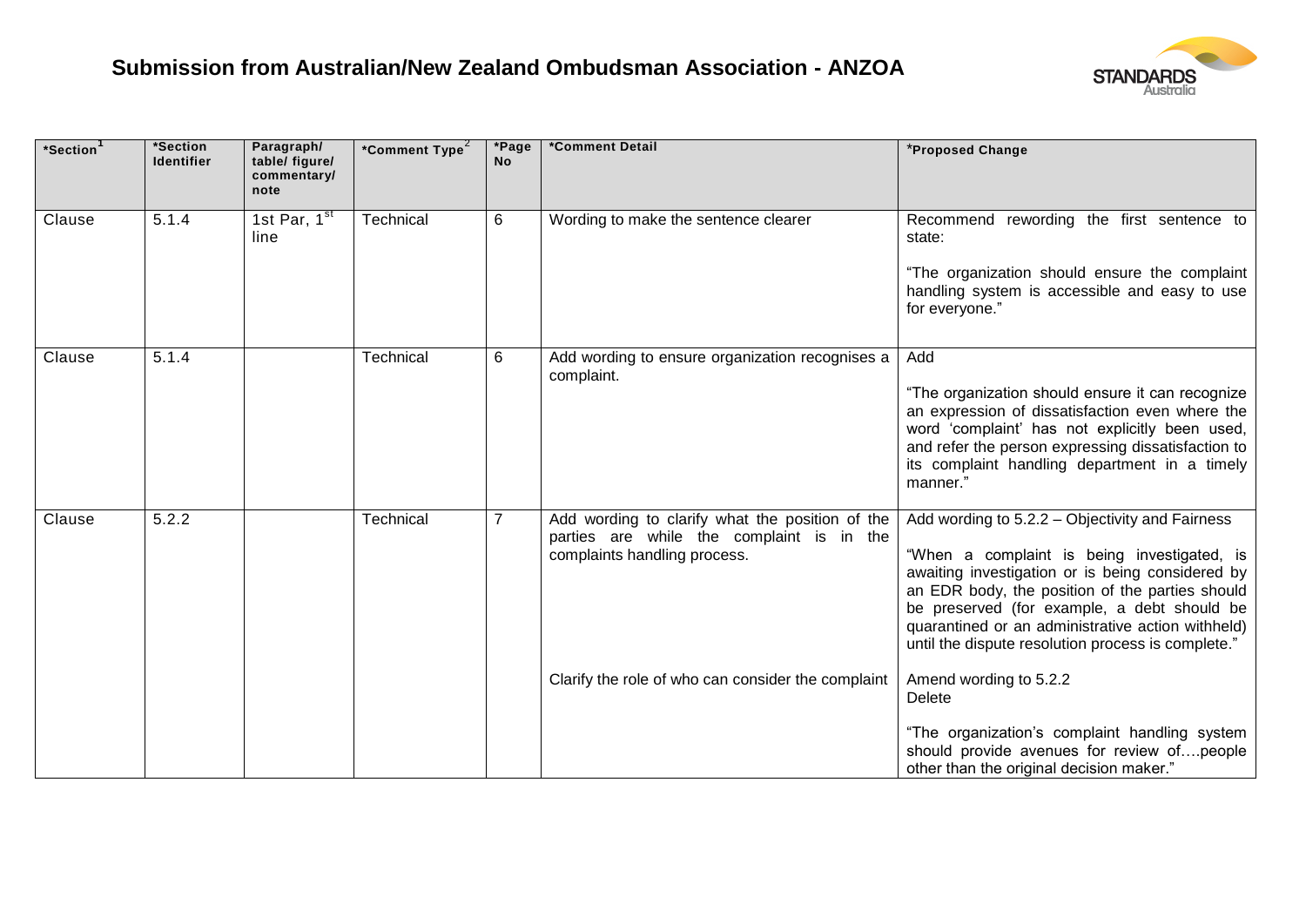## Submission from Australian/New Zealand Ombudsman Association - ANZOA

| *Section[1] | *Section Identifier | Paragraph/ table/ figure/ commentary/ note | *Comment Type[2] | *Page No | *Comment Detail | *Proposed Change |
|---|---|---|---|---|---|---|
| Clause | 5.1.4 | 1st Par, 1st line | Technical | 6 | Wording to make the sentence clearer | Recommend rewording the first sentence to state: "The organization should ensure the complaint handling system is accessible and easy to use for everyone." |
| Clause | 5.1.4 | | Technical | 6 | Add wording to ensure organization recognises a complaint. | Add "The organization should ensure it can recognize an expression of dissatisfaction even where the word 'complaint' has not explicitly been used, and refer the person expressing dissatisfaction to its complaint handling department in a timely manner." |
| Clause | 5.2.2 | | Technical | 7 | Add wording to clarify what the position of the parties are while the complaint is in the complaints handling process. Clarify the role of who can consider the complaint | Add wording to 5.2.2 – Objectivity and Fairness "When a complaint is being investigated, is awaiting investigation or is being considered by an EDR body, the position of the parties should be preserved (for example, a debt should be quarantined or an administrative action withheld) until the dispute resolution process is complete." Amend wording to 5.2.2 Delete "The organization's complaint handling system should provide avenues for review of….people other than the original decision maker." |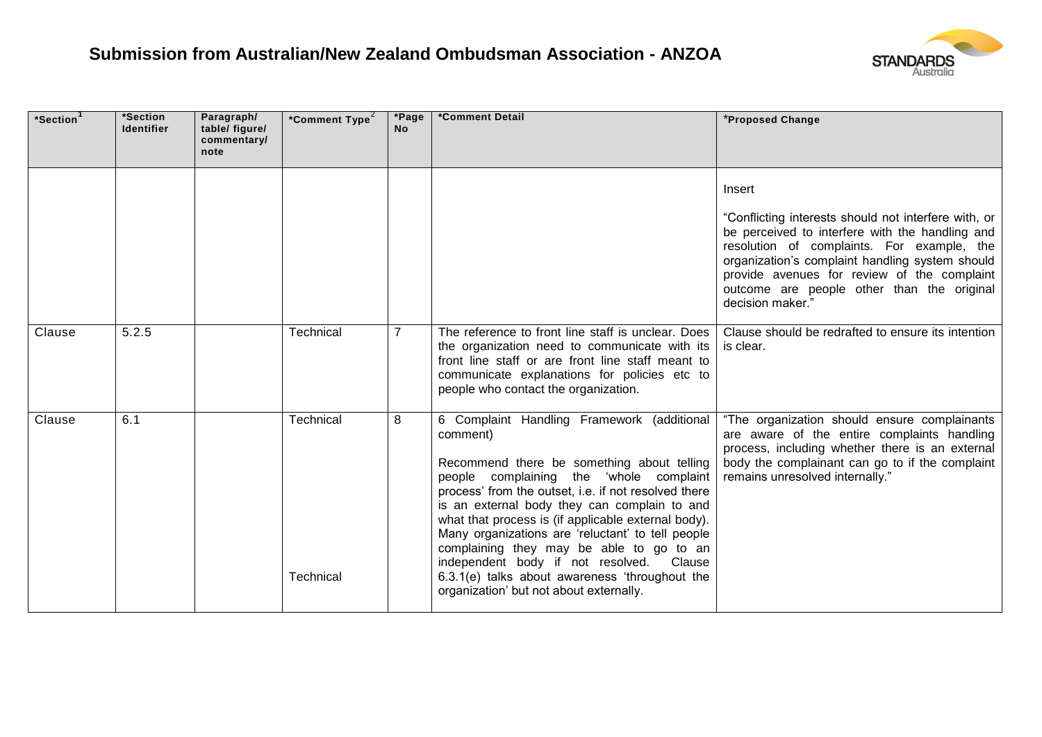## Submission from Australian/New Zealand Ombudsman Association - ANZOA

| *Section[1] | *Section Identifier | Paragraph/ table/ figure/ commentary/ note | *Comment Type[2] | *Page No | *Comment Detail | *Proposed Change |
|---|---|---|---|---|---|---|
| | | | | | | Insert<br><br>"Conflicting interests should not interfere with, or be perceived to interfere with the handling and resolution of complaints. For example, the organization's complaint handling system should provide avenues for review of the complaint outcome are people other than the original decision maker." |
| Clause | 5.2.5 | | Technical | 7 | The reference to front line staff is unclear. Does the organization need to communicate with its front line staff or are front line staff meant to communicate explanations for policies etc to people who contact the organization. | Clause should be redrafted to ensure its intention is clear. |
| Clause | 6.1 | | Technical<br><br>Technical | 8 | 6 Complaint Handling Framework (additional comment)<br><br>Recommend there be something about telling people complaining the 'whole complaint process' from the outset, i.e. if not resolved there is an external body they can complain to and what that process is (if applicable external body). Many organizations are 'reluctant' to tell people complaining they may be able to go to an independent body if not resolved. Clause 6.3.1(e) talks about awareness 'throughout the organization' but not about externally. | "The organization should ensure complainants are aware of the entire complaints handling process, including whether there is an external body the complainant can go to if the complaint remains unresolved internally." |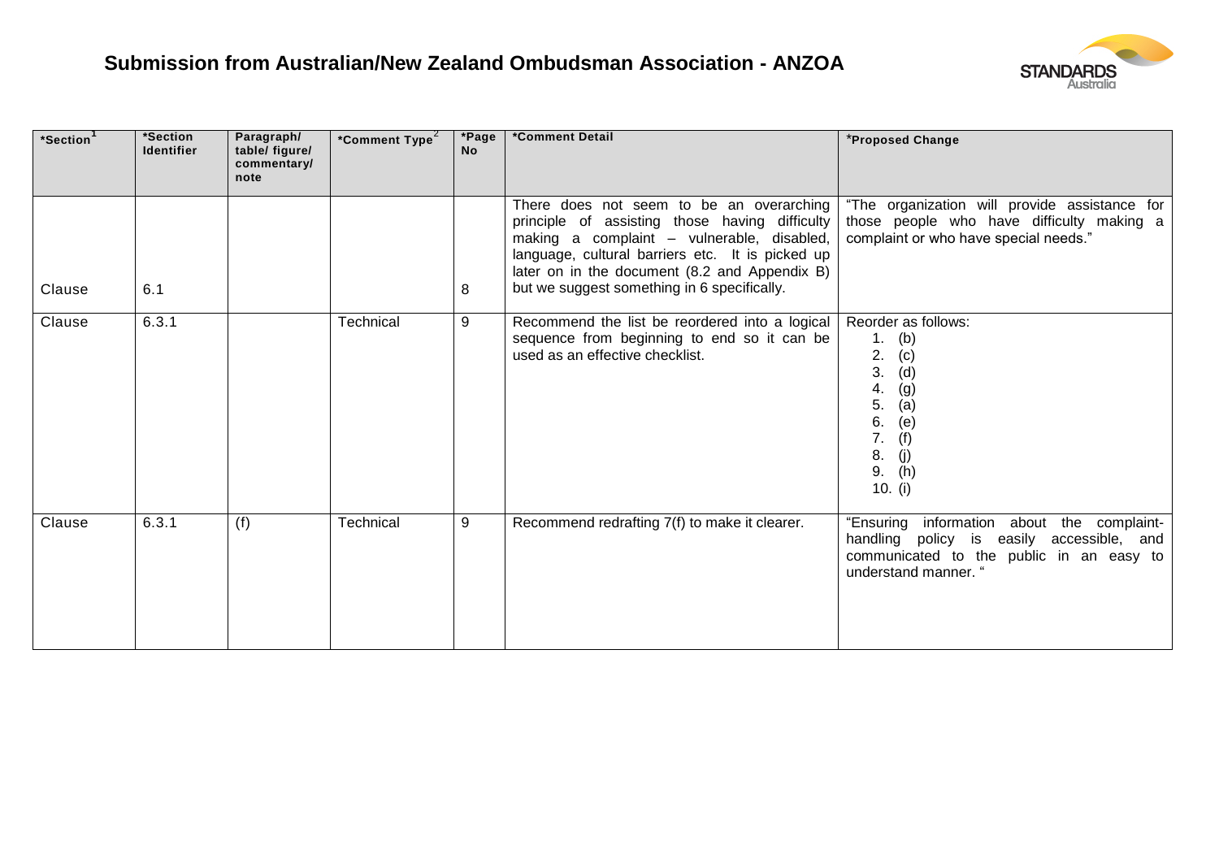## Submission from Australian/New Zealand Ombudsman Association - ANZOA

| *Section[1] | *Section Identifier | Paragraph/ table/ figure/ commentary/ note | *Comment Type[2] | *Page No | *Comment Detail | *Proposed Change |
|---|---|---|---|---|---|---|
| Clause | 6.1 | | | 8 | There does not seem to be an overarching principle of assisting those having difficulty making a complaint – vulnerable, disabled, language, cultural barriers etc. It is picked up later on in the document (8.2 and Appendix B) but we suggest something in 6 specifically. | "The organization will provide assistance for those people who have difficulty making a complaint or who have special needs." |
| Clause | 6.3.1 | | Technical | 9 | Recommend the list be reordered into a logical sequence from beginning to end so it can be used as an effective checklist. | Reorder as follows:<br>1. (b)<br>2. (c)<br>3. (d)<br>4. (g)<br>5. (a)<br>6. (e)<br>7. (f)<br>8. (j)<br>9. (h)<br>10. (i) |
| Clause | 6.3.1 | (f) | Technical | 9 | Recommend redrafting 7(f) to make it clearer. | "Ensuring information about the complaint-handling policy is easily accessible, and communicated to the public in an easy to understand manner. " |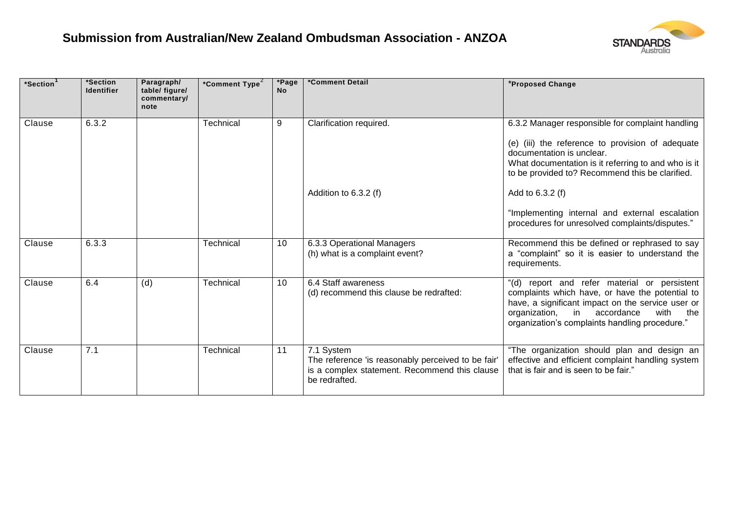# Submission from Australian/New Zealand Ombudsman Association - ANZOA

| *Section[1] | *Section Identifier | Paragraph/ table/ figure/ commentary/ note | *Comment Type[2] | *Page No | *Comment Detail | *Proposed Change |
|---|---|---|---|---|---|---|
| Clause | 6.3.2 | | Technical | 9 | Clarification required. | 6.3.2 Manager responsible for complaint handling<br><br>(e) (iii) the reference to provision of adequate documentation is unclear.<br>What documentation is it referring to and who is it to be provided to? Recommend this be clarified. |
| | | | | | Addition to 6.3.2 (f) | Add to 6.3.2 (f)<br><br>"Implementing internal and external escalation procedures for unresolved complaints/disputes." |
| Clause | 6.3.3 | | Technical | 10 | 6.3.3 Operational Managers<br>(h) what is a complaint event? | Recommend this be defined or rephrased to say a "complaint" so it is easier to understand the requirements. |
| Clause | 6.4 | (d) | Technical | 10 | 6.4 Staff awareness<br>(d) recommend this clause be redrafted: | "(d) report and refer material or persistent complaints which have, or have the potential to have, a significant impact on the service user or organization, in accordance with the organization's complaints handling procedure." |
| Clause | 7.1 | | Technical | 11 | 7.1 System<br>The reference 'is reasonably perceived to be fair' is a complex statement. Recommend this clause be redrafted. | "The organization should plan and design an effective and efficient complaint handling system that is fair and is seen to be fair." |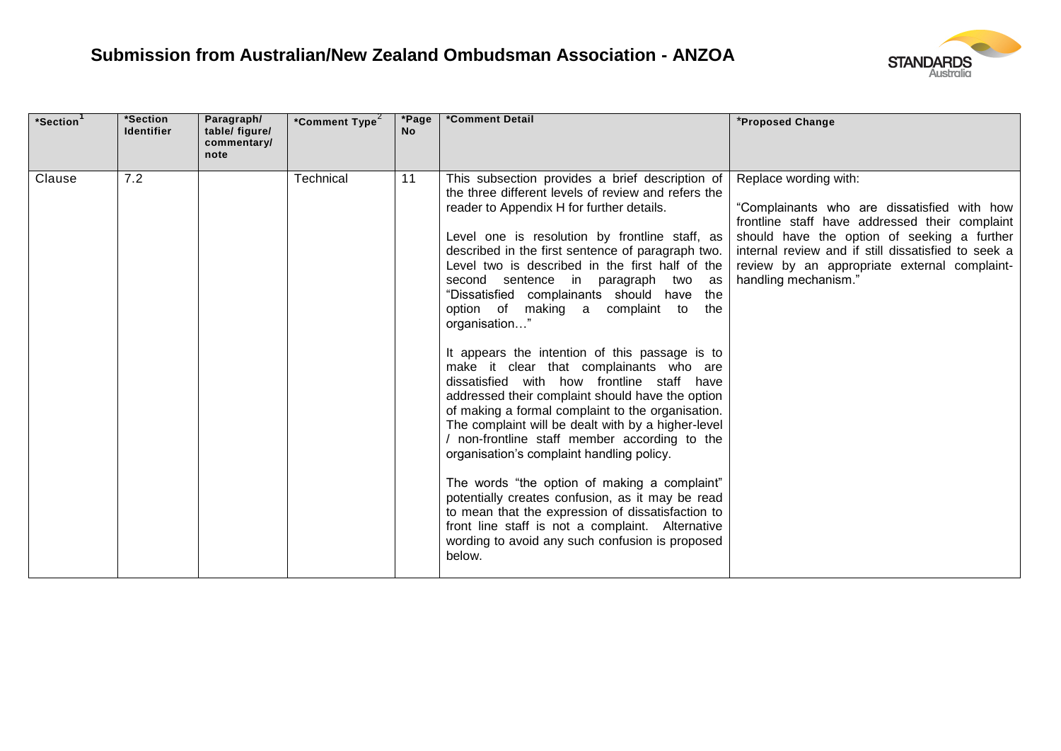## Submission from Australian/New Zealand Ombudsman Association - ANZOA

| *Section[1] | *Section Identifier | Paragraph/ table/ figure/ commentary/ note | *Comment Type[2] | *Page No | *Comment Detail | *Proposed Change |
|---|---|---|---|---|---|---|
| Clause | 7.2 | | Technical | 11 | This subsection provides a brief description of the three different levels of review and refers the reader to Appendix H for further details.<br><br>Level one is resolution by frontline staff, as described in the first sentence of paragraph two. Level two is described in the first half of the second sentence in paragraph two as "Dissatisfied complainants should have the option of making a complaint to the organisation…"<br><br>It appears the intention of this passage is to make it clear that complainants who are dissatisfied with how frontline staff have addressed their complaint should have the option of making a formal complaint to the organisation. The complaint will be dealt with by a higher-level / non-frontline staff member according to the organisation's complaint handling policy.<br><br>The words "the option of making a complaint" potentially creates confusion, as it may be read to mean that the expression of dissatisfaction to front line staff is not a complaint. Alternative wording to avoid any such confusion is proposed below. | Replace wording with:<br><br>"Complainants who are dissatisfied with how frontline staff have addressed their complaint should have the option of seeking a further internal review and if still dissatisfied to seek a review by an appropriate external complaint-handling mechanism." |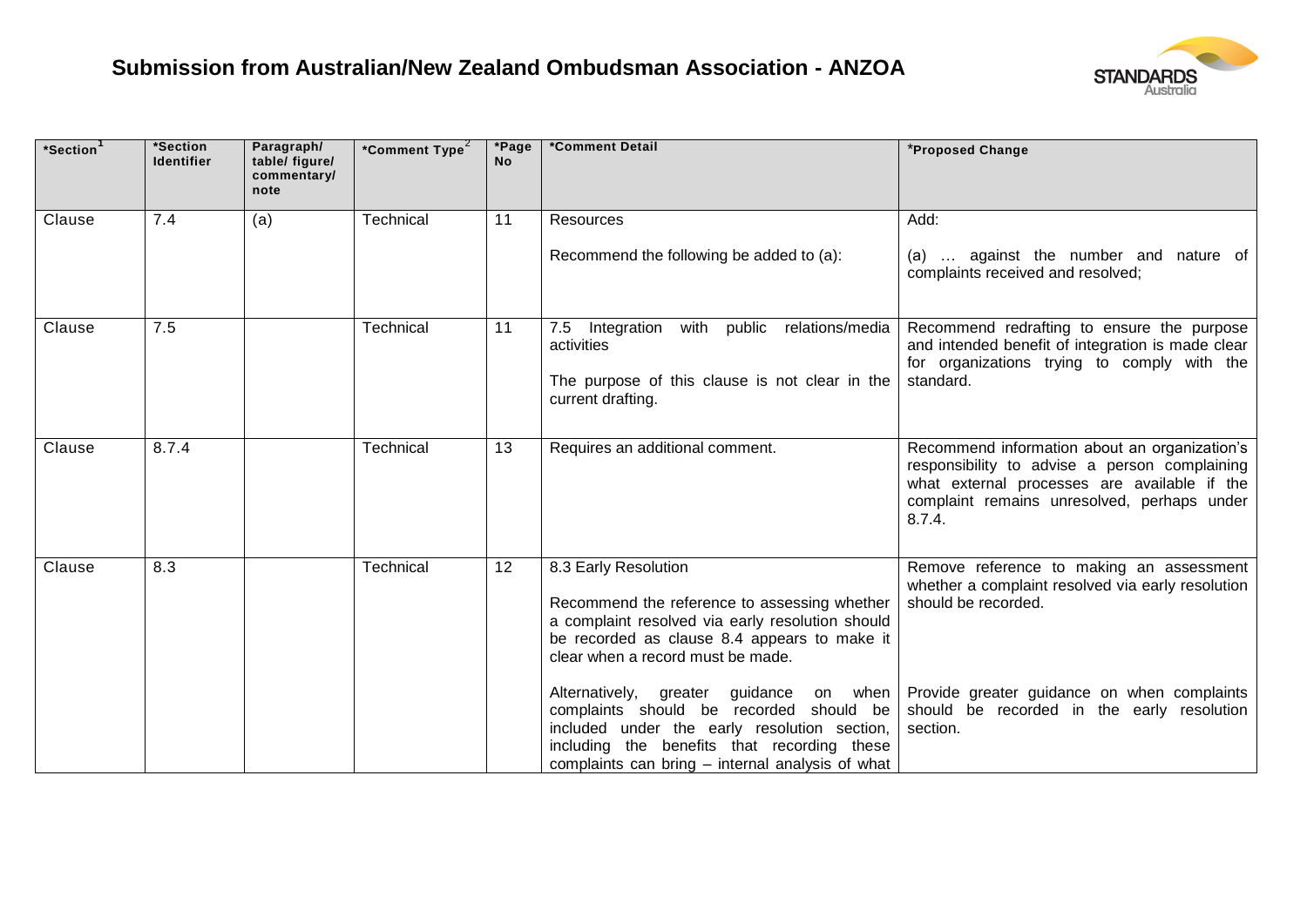## Submission from Australian/New Zealand Ombudsman Association - ANZOA

| *Section[1] | *Section Identifier | Paragraph/ table/ figure/ commentary/ note | *Comment Type[2] | *Page No | *Comment Detail | *Proposed Change |
|---|---|---|---|---|---|---|
| Clause | 7.4 | (a) | Technical | 11 | Resources<br><br>Recommend the following be added to (a): | Add:<br><br>(a) … against the number and nature of complaints received and resolved; |
| Clause | 7.5 | | Technical | 11 | 7.5 Integration with public relations/media activities<br><br>The purpose of this clause is not clear in the current drafting. | Recommend redrafting to ensure the purpose and intended benefit of integration is made clear for organizations trying to comply with the standard. |
| Clause | 8.7.4 | | Technical | 13 | Requires an additional comment. | Recommend information about an organization's responsibility to advise a person complaining what external processes are available if the complaint remains unresolved, perhaps under 8.7.4. |
| Clause | 8.3 | | Technical | 12 | 8.3 Early Resolution<br><br>Recommend the reference to assessing whether a complaint resolved via early resolution should be recorded as clause 8.4 appears to make it clear when a record must be made.<br><br>Alternatively, greater guidance on when complaints should be recorded should be included under the early resolution section, including the benefits that recording these complaints can bring – internal analysis of what | Remove reference to making an assessment whether a complaint resolved via early resolution should be recorded.<br><br>Provide greater guidance on when complaints should be recorded in the early resolution section. |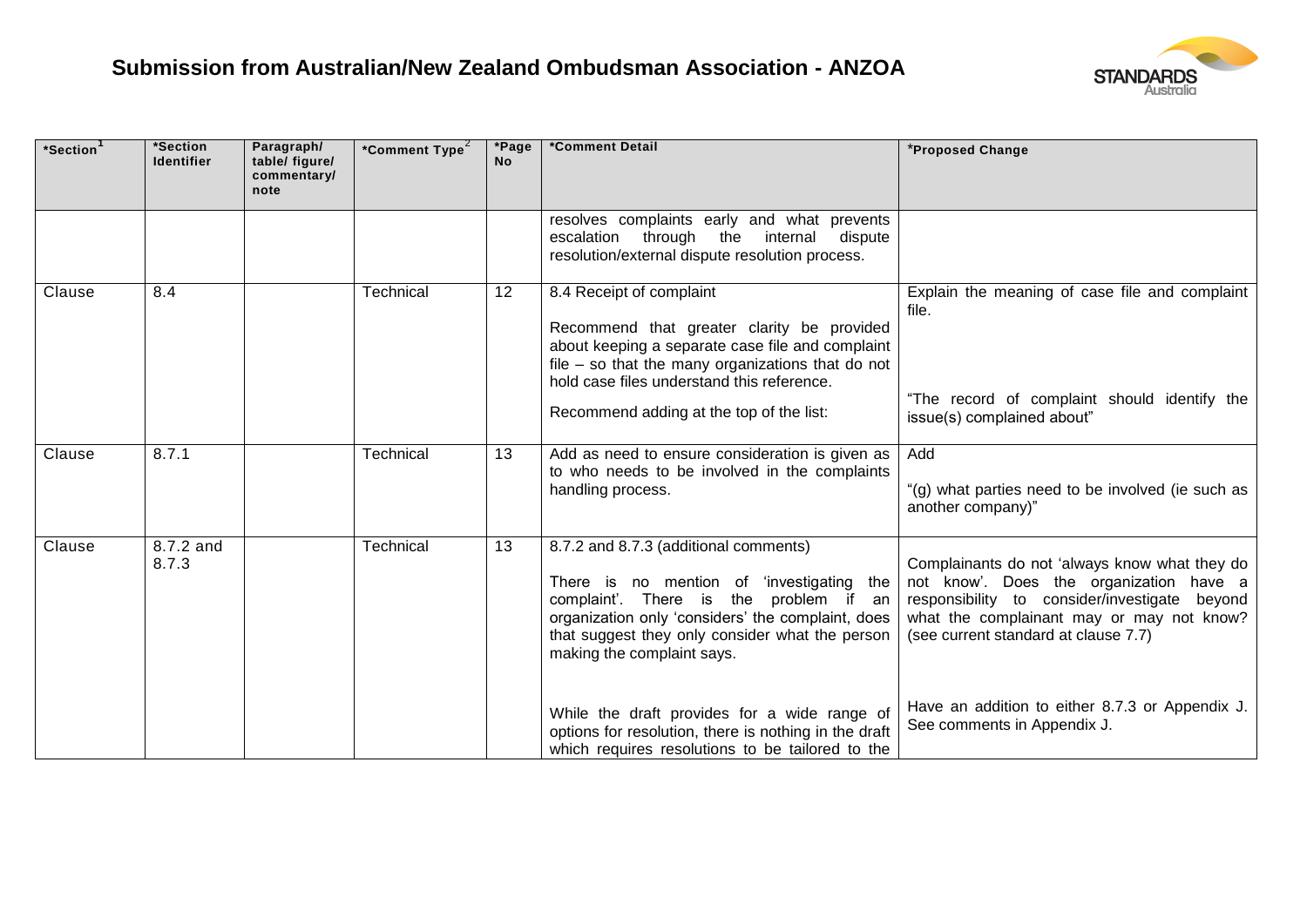## Submission from Australian/New Zealand Ombudsman Association - ANZOA

| *Section[1] | *Section Identifier | Paragraph/ table/ figure/ commentary/ note | *Comment Type[2] | *Page No | *Comment Detail | *Proposed Change |
|---|---|---|---|---|---|---|
| | | | | | resolves complaints early and what prevents escalation through the internal dispute resolution/external dispute resolution process. | |
| Clause | 8.4 | | Technical | 12 | 8.4 Receipt of complaint<br><br>Recommend that greater clarity be provided about keeping a separate case file and complaint file – so that the many organizations that do not hold case files understand this reference.<br><br>Recommend adding at the top of the list: | Explain the meaning of case file and complaint file.<br><br>"The record of complaint should identify the issue(s) complained about" |
| Clause | 8.7.1 | | Technical | 13 | Add as need to ensure consideration is given as to who needs to be involved in the complaints handling process. | Add<br><br>"(g) what parties need to be involved (ie such as another company)" |
| Clause | 8.7.2 and 8.7.3 | | Technical | 13 | 8.7.2 and 8.7.3 (additional comments)<br><br>There is no mention of 'investigating the complaint'. There is the problem if an organization only 'considers' the complaint, does that suggest they only consider what the person making the complaint says.<br><br>While the draft provides for a wide range of options for resolution, there is nothing in the draft which requires resolutions to be tailored to the | Complainants do not 'always know what they do not know'. Does the organization have a responsibility to consider/investigate beyond what the complainant may or may not know? (see current standard at clause 7.7)<br><br>Have an addition to either 8.7.3 or Appendix J. See comments in Appendix J. |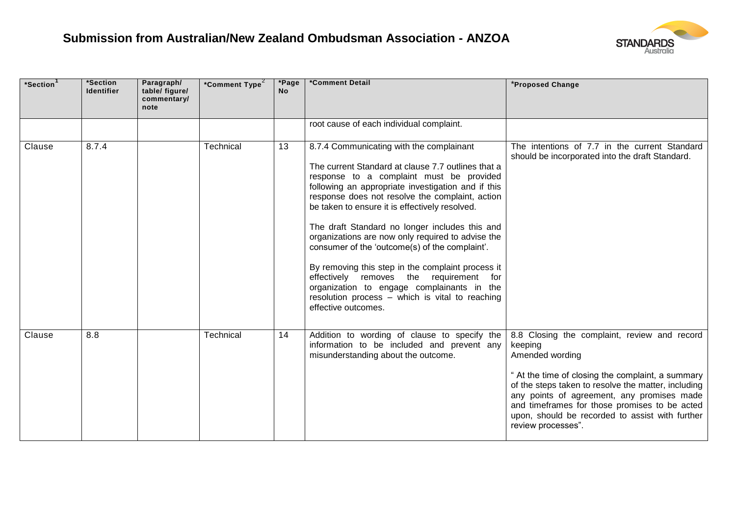# Submission from Australian/New Zealand Ombudsman Association - ANZOA

| *Section[1] | *Section Identifier | Paragraph/ table/ figure/ commentary/ note | *Comment Type[2] | *Page No | *Comment Detail | *Proposed Change |
|---|---|---|---|---|---|---|
| | | | | | root cause of each individual complaint. | |
| Clause | 8.7.4 | | Technical | 13 | 8.7.4 Communicating with the complainant<br><br>The current Standard at clause 7.7 outlines that a response to a complaint must be provided following an appropriate investigation and if this response does not resolve the complaint, action be taken to ensure it is effectively resolved.<br><br>The draft Standard no longer includes this and organizations are now only required to advise the consumer of the 'outcome(s) of the complaint'.<br><br>By removing this step in the complaint process it effectively removes the requirement for organization to engage complainants in the resolution process – which is vital to reaching effective outcomes. | The intentions of 7.7 in the current Standard should be incorporated into the draft Standard. |
| Clause | 8.8 | | Technical | 14 | Addition to wording of clause to specify the information to be included and prevent any misunderstanding about the outcome. | 8.8 Closing the complaint, review and record keeping<br>Amended wording<br><br>" At the time of closing the complaint, a summary of the steps taken to resolve the matter, including any points of agreement, any promises made and timeframes for those promises to be acted upon, should be recorded to assist with further review processes". |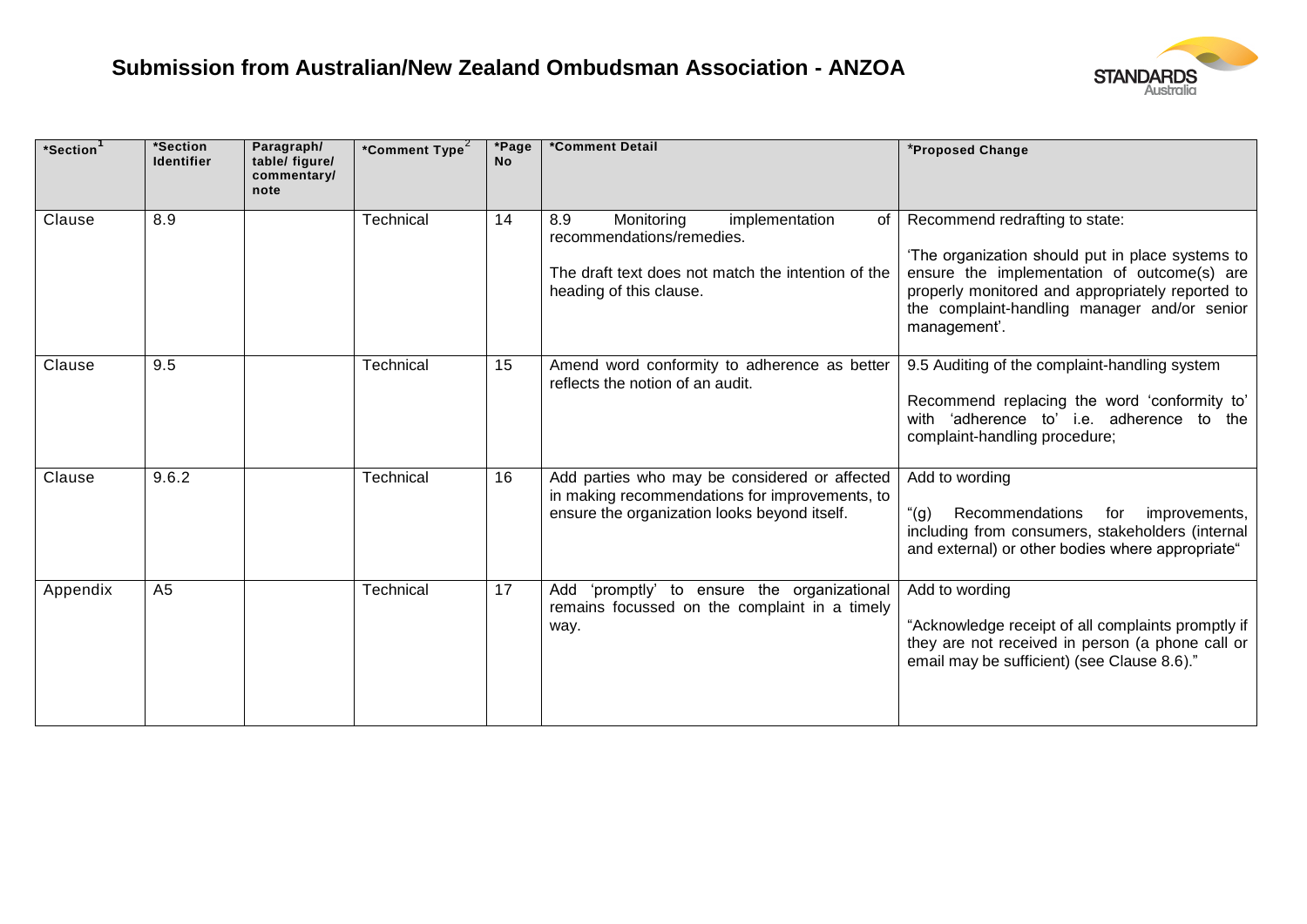## Submission from Australian/New Zealand Ombudsman Association - ANZOA

| *Section[1] | *Section Identifier | Paragraph/ table/ figure/ commentary/ note | *Comment Type[2] | *Page No | *Comment Detail | *Proposed Change |
|---|---|---|---|---|---|---|
| Clause | 8.9 | | Technical | 14 | 8.9 Monitoring implementation of recommendations/remedies. <br><br> The draft text does not match the intention of the heading of this clause. | Recommend redrafting to state: <br><br> 'The organization should put in place systems to ensure the implementation of outcome(s) are properly monitored and appropriately reported to the complaint-handling manager and/or senior management'. |
| Clause | 9.5 | | Technical | 15 | Amend word conformity to adherence as better reflects the notion of an audit. | 9.5 Auditing of the complaint-handling system <br><br> Recommend replacing the word 'conformity to' with 'adherence to' i.e. adherence to the complaint-handling procedure; |
| Clause | 9.6.2 | | Technical | 16 | Add parties who may be considered or affected in making recommendations for improvements, to ensure the organization looks beyond itself. | Add to wording <br><br> "(g) Recommendations for improvements, including from consumers, stakeholders (internal and external) or other bodies where appropriate" |
| Appendix | A5 | | Technical | 17 | Add 'promptly' to ensure the organizational remains focussed on the complaint in a timely way. | Add to wording <br><br> "Acknowledge receipt of all complaints promptly if they are not received in person (a phone call or email may be sufficient) (see Clause 8.6)." |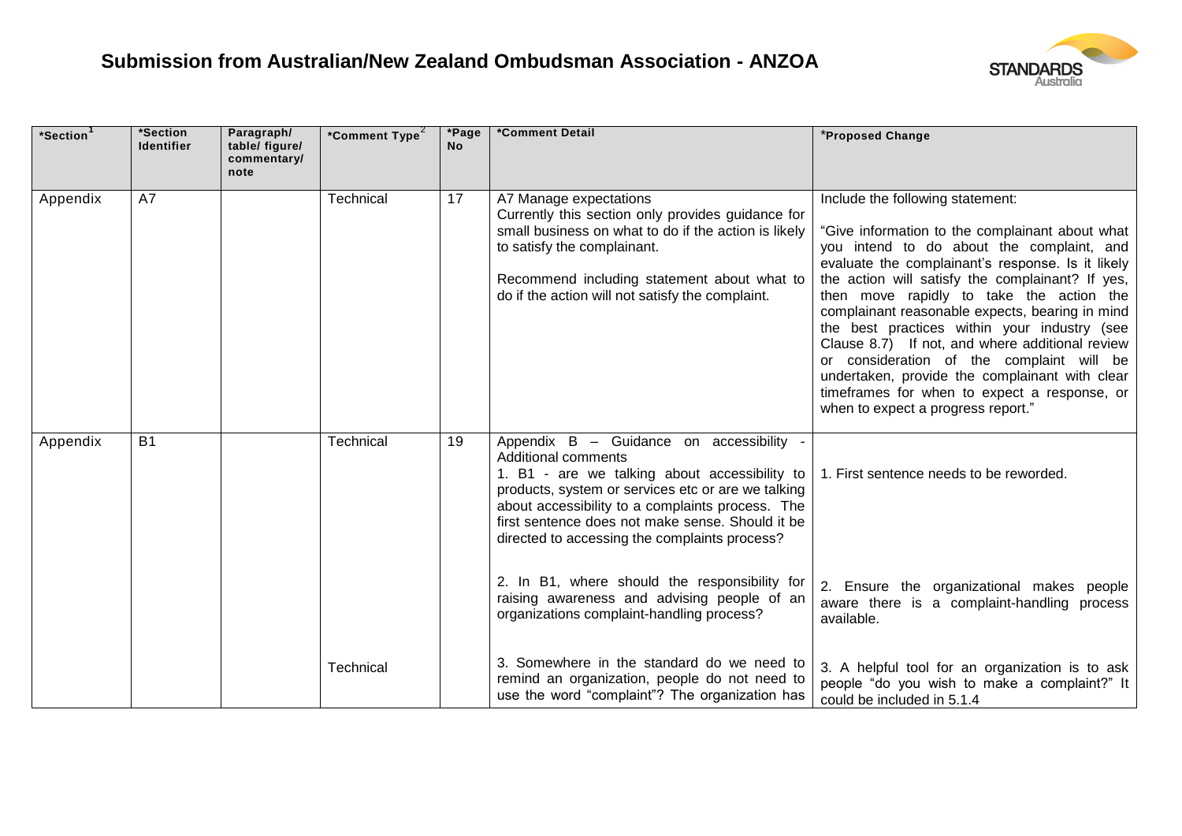## Submission from Australian/New Zealand Ombudsman Association - ANZOA

| *Section[1] | *Section Identifier | Paragraph/ table/ figure/ commentary/ note | *Comment Type[2] | *Page No | *Comment Detail | *Proposed Change |
|---|---|---|---|---|---|---|
| Appendix | A7 | | Technical | 17 | A7 Manage expectations<br>Currently this section only provides guidance for small business on what to do if the action is likely to satisfy the complainant.<br><br>Recommend including statement about what to do if the action will not satisfy the complaint. | Include the following statement:<br><br>"Give information to the complainant about what you intend to do about the complaint, and evaluate the complainant's response. Is it likely the action will satisfy the complainant? If yes, then move rapidly to take the action the complainant reasonable expects, bearing in mind the best practices within your industry (see Clause 8.7) If not, and where additional review or consideration of the complaint will be undertaken, provide the complainant with clear timeframes for when to expect a response, or when to expect a progress report." |
| Appendix | B1 | | Technical | 19 | Appendix B – Guidance on accessibility - Additional comments<br>1. B1 - are we talking about accessibility to products, system or services etc or are we talking about accessibility to a complaints process. The first sentence does not make sense. Should it be directed to accessing the complaints process?<br><br>2. In B1, where should the responsibility for raising awareness and advising people of an organizations complaint-handling process? | 1. First sentence needs to be reworded.<br><br>2. Ensure the organizational makes people aware there is a complaint-handling process available. |
| | | | Technical | | 3. Somewhere in the standard do we need to remind an organization, people do not need to use the word "complaint"? The organization has | 3. A helpful tool for an organization is to ask people "do you wish to make a complaint?" It could be included in 5.1.4 |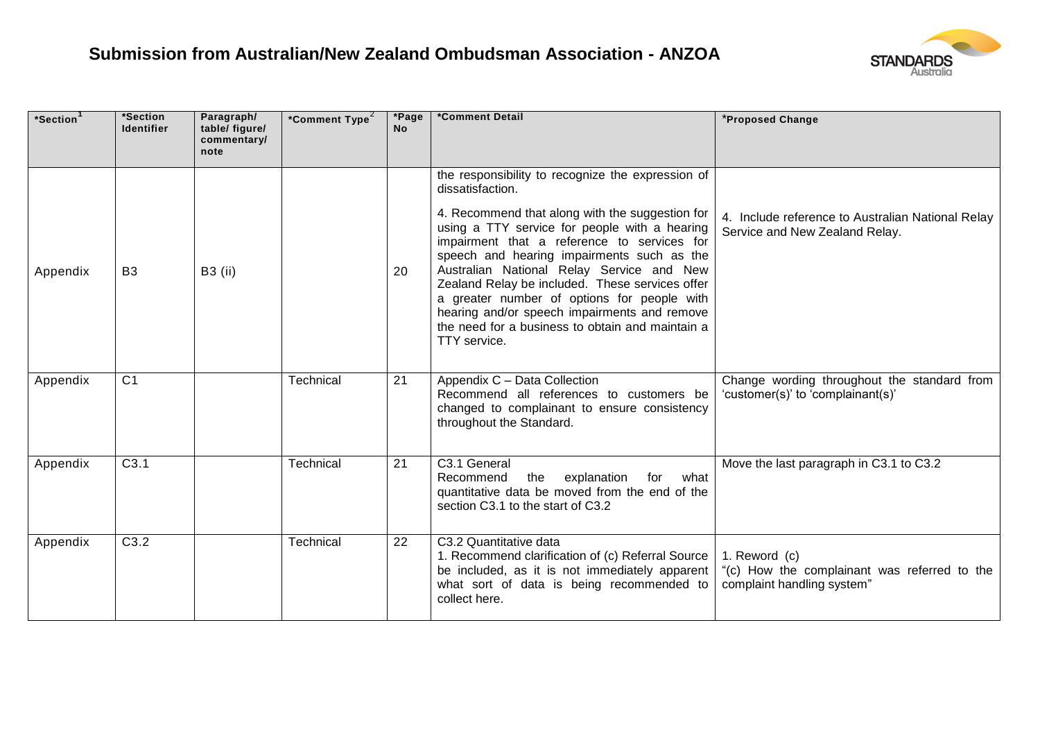## Submission from Australian/New Zealand Ombudsman Association - ANZOA

| *Section[1] | *Section Identifier | Paragraph/ table/ figure/ commentary/ note | *Comment Type[2] | *Page No | *Comment Detail | *Proposed Change |
|---|---|---|---|---|---|---|
| Appendix | B3 | B3 (ii) | | 20 | the responsibility to recognize the expression of dissatisfaction.<br><br>4. Recommend that along with the suggestion for using a TTY service for people with a hearing impairment that a reference to services for speech and hearing impairments such as the Australian National Relay Service and New Zealand Relay be included. These services offer a greater number of options for people with hearing and/or speech impairments and remove the need for a business to obtain and maintain a TTY service. | 4. Include reference to Australian National Relay Service and New Zealand Relay. |
| Appendix | C1 | | Technical | 21 | Appendix C – Data Collection<br>Recommend all references to customers be changed to complainant to ensure consistency throughout the Standard. | Change wording throughout the standard from 'customer(s)' to 'complainant(s)' |
| Appendix | C3.1 | | Technical | 21 | C3.1 General<br>Recommend the explanation for what quantitative data be moved from the end of the section C3.1 to the start of C3.2 | Move the last paragraph in C3.1 to C3.2 |
| Appendix | C3.2 | | Technical | 22 | C3.2 Quantitative data<br>1. Recommend clarification of (c) Referral Source be included, as it is not immediately apparent what sort of data is being recommended to collect here. | 1. Reword (c)<br>"(c) How the complainant was referred to the complaint handling system" |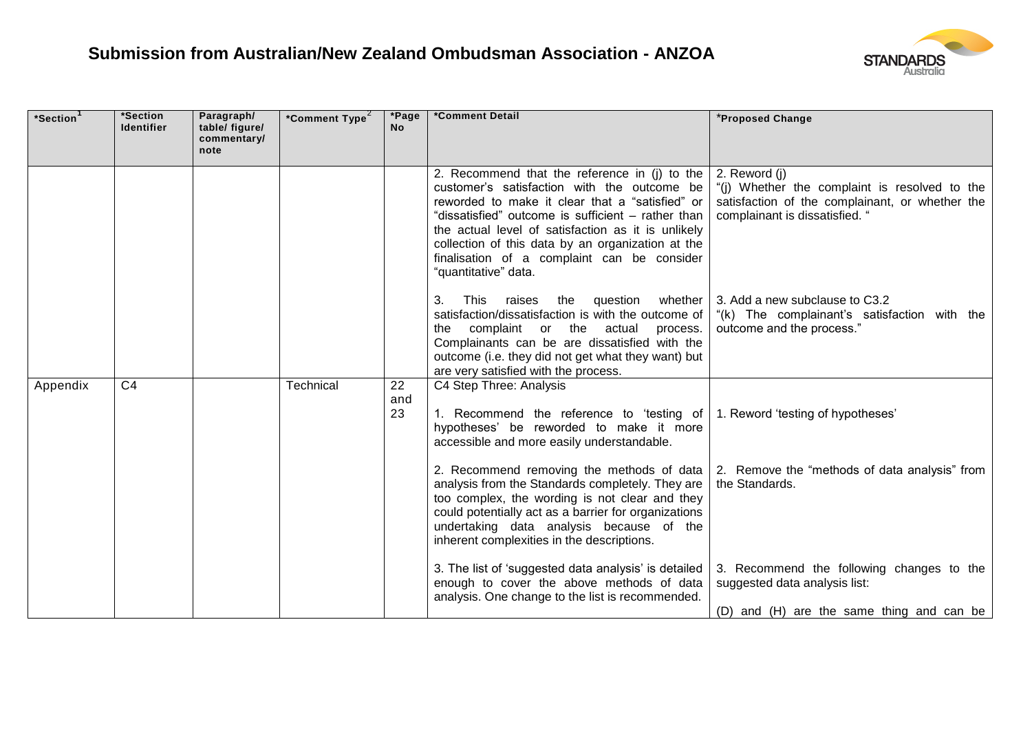## Submission from Australian/New Zealand Ombudsman Association - ANZOA

| *Section[1] | *Section Identifier | Paragraph/ table/ figure/ commentary/ note | *Comment Type[2] | *Page No | *Comment Detail | *Proposed Change |
|---|---|---|---|---|---|---|
| | | | | | 2. Recommend that the reference in (j) to the customer's satisfaction with the outcome be reworded to make it clear that a "satisfied" or "dissatisfied" outcome is sufficient – rather than the actual level of satisfaction as it is unlikely collection of this data by an organization at the finalisation of a complaint can be consider "quantitative" data.<br><br>3. This raises the question whether satisfaction/dissatisfaction is with the outcome of the complaint or the actual process. Complainants can be are dissatisfied with the outcome (i.e. they did not get what they want) but are very satisfied with the process. | 2. Reword (j)<br>"(j) Whether the complaint is resolved to the satisfaction of the complainant, or whether the complainant is dissatisfied. "<br><br>3. Add a new subclause to C3.2<br>"(k) The complainant's satisfaction with the outcome and the process." |
| Appendix | C4 | | Technical | 22 and 23 | C4 Step Three: Analysis<br><br>1. Recommend the reference to 'testing of hypotheses' be reworded to make it more accessible and more easily understandable.<br><br>2. Recommend removing the methods of data analysis from the Standards completely. They are too complex, the wording is not clear and they could potentially act as a barrier for organizations undertaking data analysis because of the inherent complexities in the descriptions.<br><br>3. The list of 'suggested data analysis' is detailed enough to cover the above methods of data analysis. One change to the list is recommended. | 1. Reword 'testing of hypotheses'<br><br>2. Remove the "methods of data analysis" from the Standards.<br><br>3. Recommend the following changes to the suggested data analysis list:<br><br>(D) and (H) are the same thing and can be |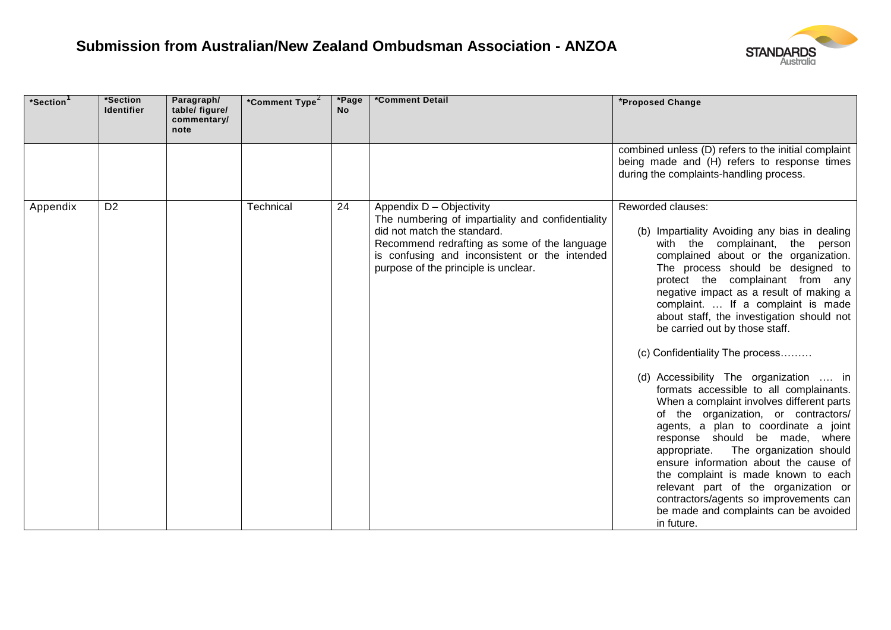# Submission from Australian/New Zealand Ombudsman Association - ANZOA

| *Section[1] | *Section Identifier | Paragraph/ table/ figure/ commentary/ note | *Comment Type[2] | *Page No | *Comment Detail | *Proposed Change |
|---|---|---|---|---|---|---|
| | | | | | | combined unless (D) refers to the initial complaint being made and (H) refers to response times during the complaints-handling process. |
| Appendix | D2 | | Technical | 24 | Appendix D – Objectivity<br>The numbering of impartiality and confidentiality did not match the standard.<br>Recommend redrafting as some of the language is confusing and inconsistent or the intended purpose of the principle is unclear. | Reworded clauses:<br><br>(b) Impartiality Avoiding any bias in dealing with the complainant, the person complained about or the organization. The process should be designed to protect the complainant from any negative impact as a result of making a complaint. … If a complaint is made about staff, the investigation should not be carried out by those staff.<br><br>(c) Confidentiality The process………<br><br>(d) Accessibility The organization …. in formats accessible to all complainants. When a complaint involves different parts of the organization, or contractors/ agents, a plan to coordinate a joint response should be made, where appropriate. The organization should ensure information about the cause of the complaint is made known to each relevant part of the organization or contractors/agents so improvements can be made and complaints can be avoided in future. |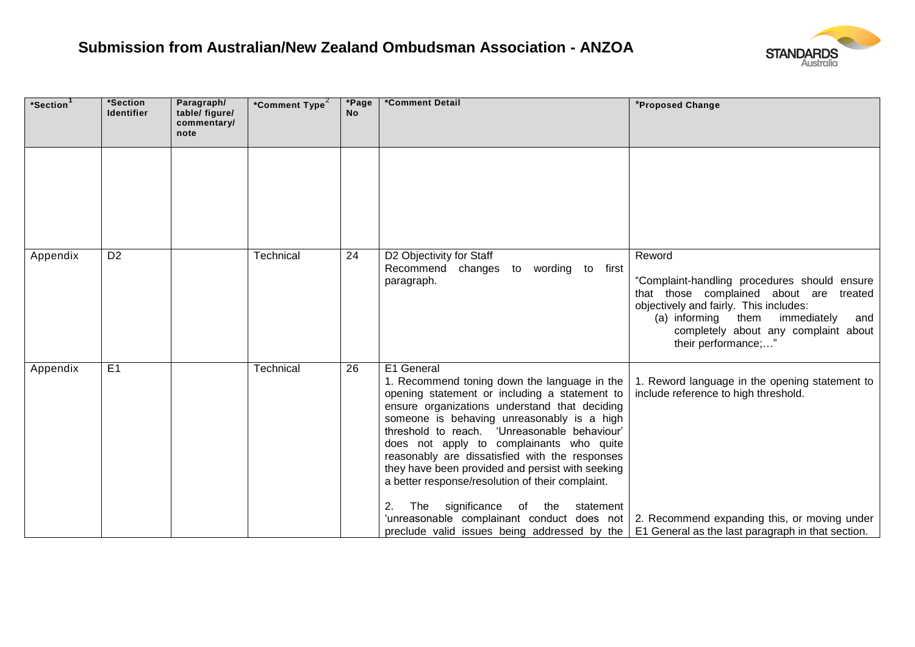# Submission from Australian/New Zealand Ombudsman Association - ANZOA

| *Section[1] | *Section Identifier | Paragraph/ table/ figure/ commentary/ note | *Comment Type[2] | *Page No | *Comment Detail | *Proposed Change |
|---|---|---|---|---|---|---|
| | | | | | | |
| Appendix | D2 | | Technical | 24 | D2 Objectivity for Staff<br>Recommend changes to wording to first paragraph. | Reword<br><br>"Complaint-handling procedures should ensure that those complained about are treated objectively and fairly. This includes:<br>(a) informing them immediately and completely about any complaint about their performance;…" |
| Appendix | E1 | | Technical | 26 | E1 General<br>1. Recommend toning down the language in the opening statement or including a statement to ensure organizations understand that deciding someone is behaving unreasonably is a high threshold to reach. 'Unreasonable behaviour' does not apply to complainants who quite reasonably are dissatisfied with the responses they have been provided and persist with seeking a better response/resolution of their complaint.<br><br>2. The significance of the statement 'unreasonable complainant conduct does not preclude valid issues being addressed by the | 1. Reword language in the opening statement to include reference to high threshold.<br><br>2. Recommend expanding this, or moving under E1 General as the last paragraph in that section. |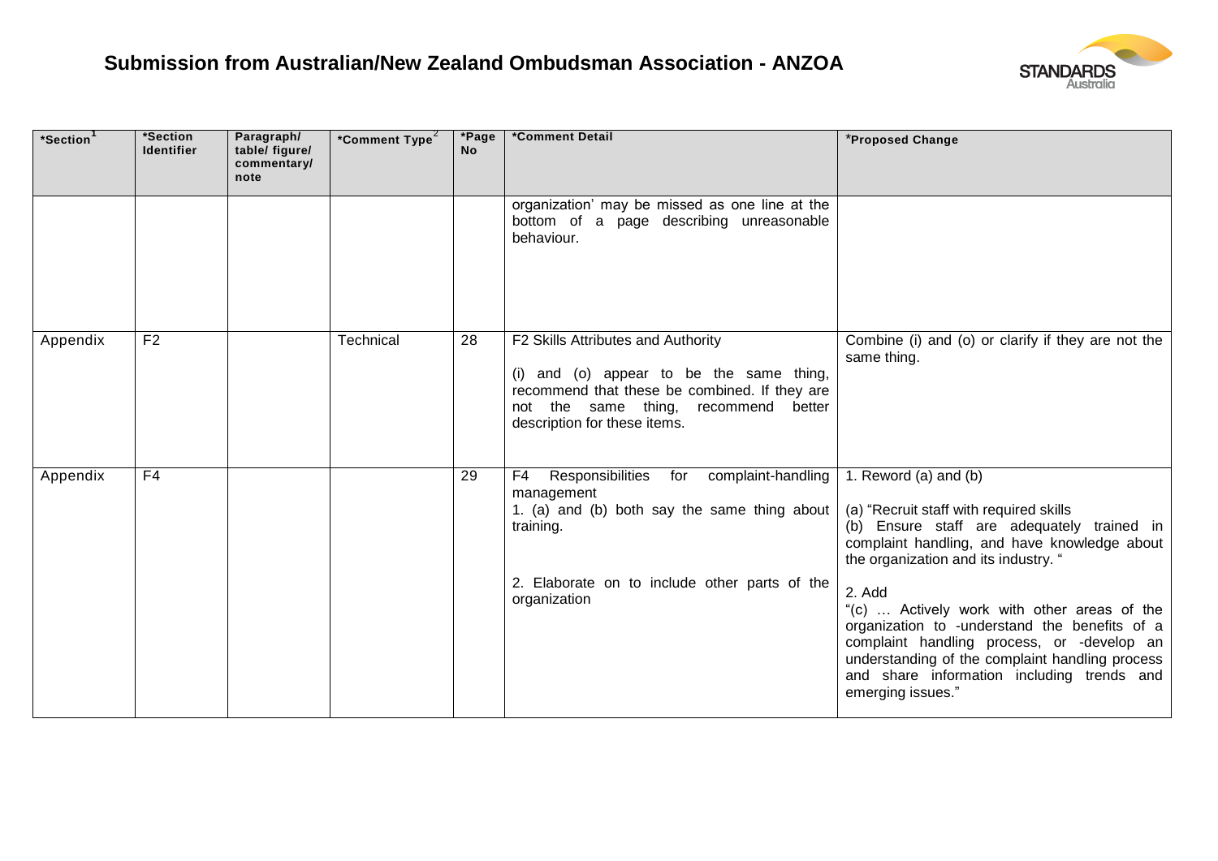## Submission from Australian/New Zealand Ombudsman Association - ANZOA

| *Section[1] | *Section Identifier | Paragraph/ table/ figure/ commentary/ note | *Comment Type[2] | *Page No | *Comment Detail | *Proposed Change |
|---|---|---|---|---|---|---|
| | | | | | organization' may be missed as one line at the bottom of a page describing unreasonable behaviour. | |
| Appendix | F2 | | Technical | 28 | F2 Skills Attributes and Authority<br><br>(i) and (o) appear to be the same thing, recommend that these be combined. If they are not the same thing, recommend better description for these items. | Combine (i) and (o) or clarify if they are not the same thing. |
| Appendix | F4 | | | 29 | F4 Responsibilities for complaint-handling management<br>1. (a) and (b) both say the same thing about training.<br><br>2. Elaborate on to include other parts of the organization | 1. Reword (a) and (b)<br><br>(a) "Recruit staff with required skills<br>(b) Ensure staff are adequately trained in complaint handling, and have knowledge about the organization and its industry. "<br><br>2. Add<br>"(c) … Actively work with other areas of the organization to -understand the benefits of a complaint handling process, or -develop an understanding of the complaint handling process and share information including trends and emerging issues." |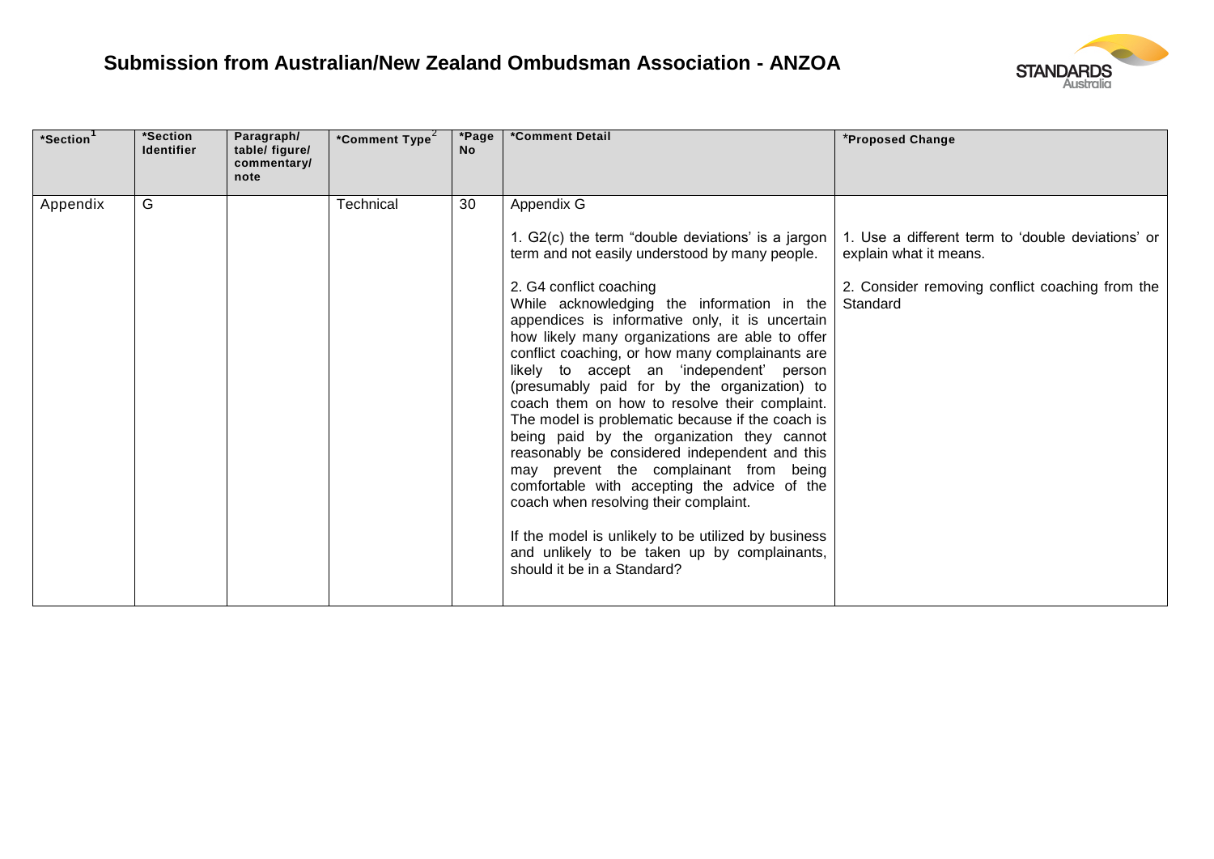## Submission from Australian/New Zealand Ombudsman Association - ANZOA

| *Section[1] | *Section Identifier | Paragraph/ table/ figure/ commentary/ note | *Comment Type[2] | *Page No | *Comment Detail | *Proposed Change |
|---|---|---|---|---|---|---|
| Appendix | G | | Technical | 30 | Appendix G<br><br>1. G2(c) the term "double deviations' is a jargon term and not easily understood by many people.<br><br>2. G4 conflict coaching<br>While acknowledging the information in the appendices is informative only, it is uncertain how likely many organizations are able to offer conflict coaching, or how many complainants are likely to accept an 'independent' person (presumably paid for by the organization) to coach them on how to resolve their complaint. The model is problematic because if the coach is being paid by the organization they cannot reasonably be considered independent and this may prevent the complainant from being comfortable with accepting the advice of the coach when resolving their complaint.<br><br>If the model is unlikely to be utilized by business and unlikely to be taken up by complainants, should it be in a Standard? | 1. Use a different term to 'double deviations' or explain what it means.<br><br>2. Consider removing conflict coaching from the Standard |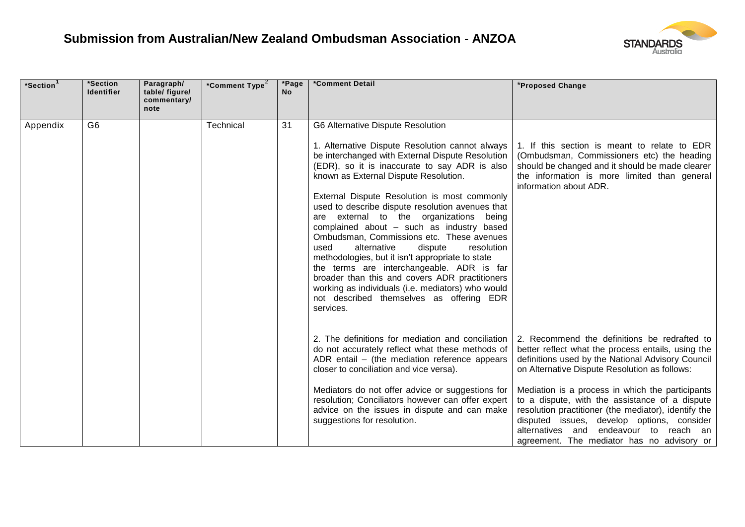## Submission from Australian/New Zealand Ombudsman Association - ANZOA

| *Section[1] | *Section Identifier | Paragraph/ table/ figure/ commentary/ note | *Comment Type[2] | *Page No | *Comment Detail | *Proposed Change |
|---|---|---|---|---|---|---|
| Appendix | G6 | | Technical | 31 | G6 Alternative Dispute Resolution<br><br>1. Alternative Dispute Resolution cannot always be interchanged with External Dispute Resolution (EDR), so it is inaccurate to say ADR is also known as External Dispute Resolution.<br><br>External Dispute Resolution is most commonly used to describe dispute resolution avenues that are external to the organizations being complained about – such as industry based Ombudsman, Commissions etc. These avenues used alternative dispute resolution methodologies, but it isn't appropriate to state the terms are interchangeable. ADR is far broader than this and covers ADR practitioners working as individuals (i.e. mediators) who would not described themselves as offering EDR services.<br><br>2. The definitions for mediation and conciliation do not accurately reflect what these methods of ADR entail – (the mediation reference appears closer to conciliation and vice versa).<br><br>Mediators do not offer advice or suggestions for resolution; Conciliators however can offer expert advice on the issues in dispute and can make suggestions for resolution. | 1. If this section is meant to relate to EDR (Ombudsman, Commissioners etc) the heading should be changed and it should be made clearer the information is more limited than general information about ADR.<br><br>2. Recommend the definitions be redrafted to better reflect what the process entails, using the definitions used by the National Advisory Council on Alternative Dispute Resolution as follows:<br><br>Mediation is a process in which the participants to a dispute, with the assistance of a dispute resolution practitioner (the mediator), identify the disputed issues, develop options, consider alternatives and endeavour to reach an agreement. The mediator has no advisory or |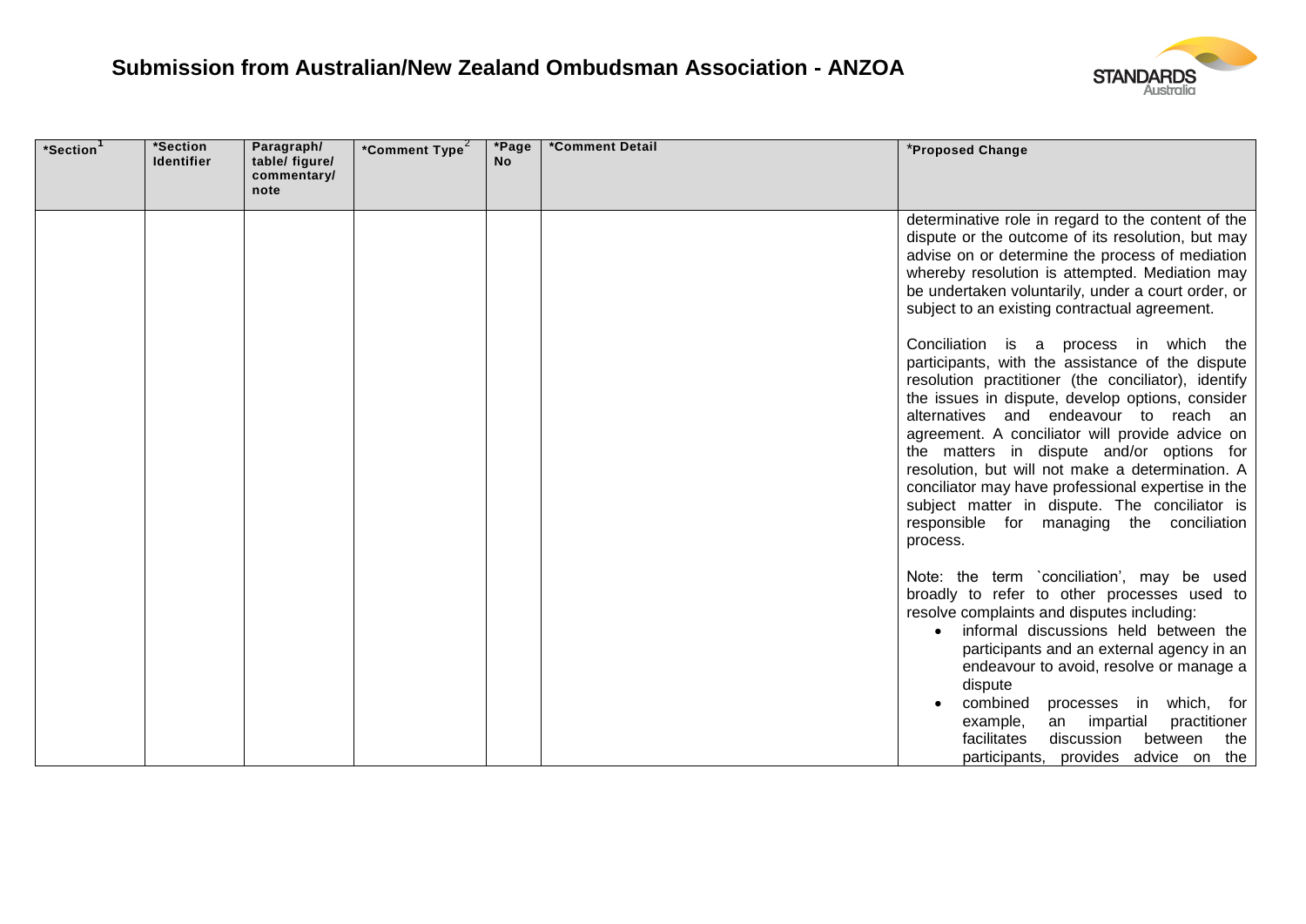## Submission from Australian/New Zealand Ombudsman Association - ANZOA

| *Section[1] | *Section Identifier | Paragraph/ table/ figure/ commentary/ note | *Comment Type[2] | *Page No | *Comment Detail | *Proposed Change |
|---|---|---|---|---|---|---|
| | | | | | | determinative role in regard to the content of the dispute or the outcome of its resolution, but may advise on or determine the process of mediation whereby resolution is attempted. Mediation may be undertaken voluntarily, under a court order, or subject to an existing contractual agreement.<br><br>Conciliation is a process in which the participants, with the assistance of the dispute resolution practitioner (the conciliator), identify the issues in dispute, develop options, consider alternatives and endeavour to reach an agreement. A conciliator will provide advice on the matters in dispute and/or options for resolution, but will not make a determination. A conciliator may have professional expertise in the subject matter in dispute. The conciliator is responsible for managing the conciliation process.<br><br>Note: the term `conciliation', may be used broadly to refer to other processes used to resolve complaints and disputes including:<br>• informal discussions held between the participants and an external agency in an endeavour to avoid, resolve or manage a dispute<br>• combined processes in which, for example, an impartial practitioner facilitates discussion between the participants, provides advice on the |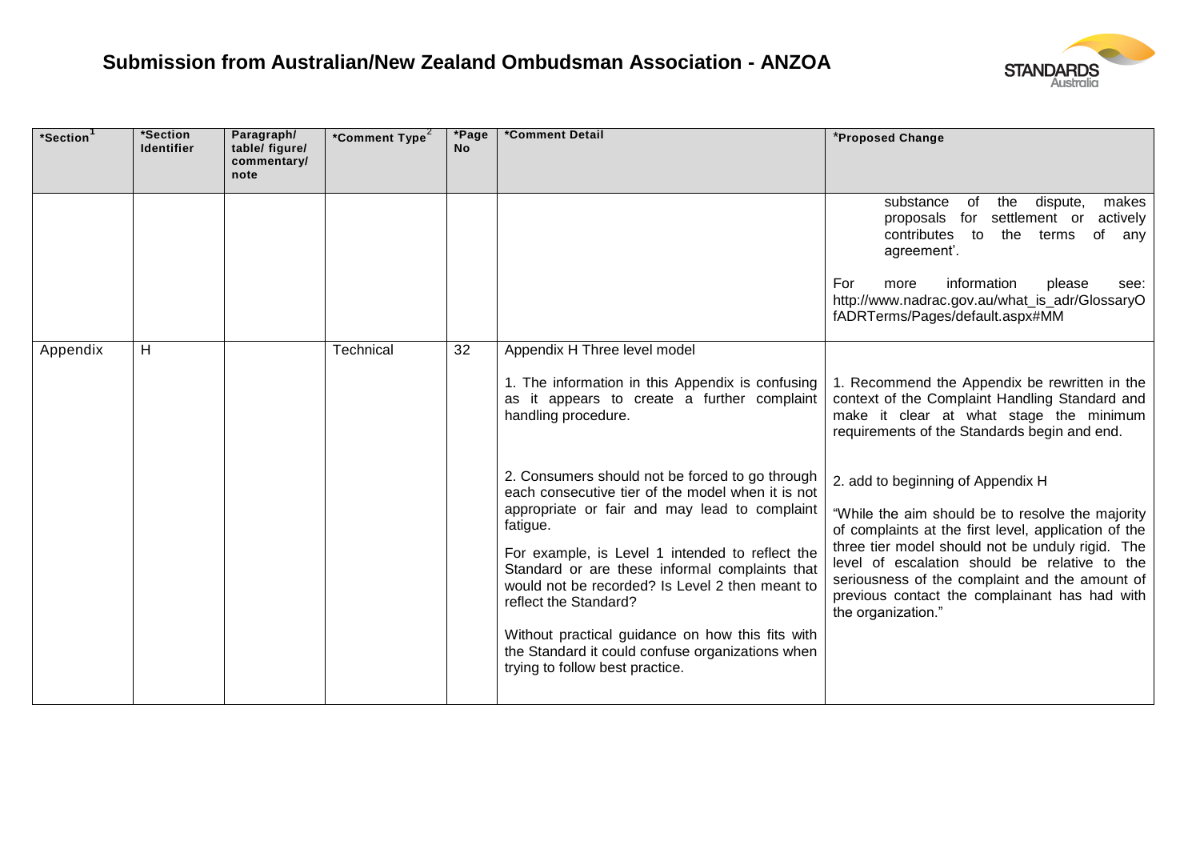## Submission from Australian/New Zealand Ombudsman Association - ANZOA

| *Section[1] | *Section Identifier | Paragraph/ table/ figure/ commentary/ note | *Comment Type[2] | *Page No | *Comment Detail | *Proposed Change |
|---|---|---|---|---|---|---|
| | | | | | | substance of the dispute, makes proposals for settlement or actively contributes to the terms of any agreement'. <br><br> For more information please see: http://www.nadrac.gov.au/what_is_adr/GlossaryOfADRTerms/Pages/default.aspx#MM |
| Appendix | H | | Technical | 32 | Appendix H Three level model <br><br> 1. The information in this Appendix is confusing as it appears to create a further complaint handling procedure. <br><br> 2. Consumers should not be forced to go through each consecutive tier of the model when it is not appropriate or fair and may lead to complaint fatigue. <br><br> For example, is Level 1 intended to reflect the Standard or are these informal complaints that would not be recorded? Is Level 2 then meant to reflect the Standard? <br><br> Without practical guidance on how this fits with the Standard it could confuse organizations when trying to follow best practice. | 1. Recommend the Appendix be rewritten in the context of the Complaint Handling Standard and make it clear at what stage the minimum requirements of the Standards begin and end. <br><br> 2. add to beginning of Appendix H <br><br> "While the aim should be to resolve the majority of complaints at the first level, application of the three tier model should not be unduly rigid. The level of escalation should be relative to the seriousness of the complaint and the amount of previous contact the complainant has had with the organization." |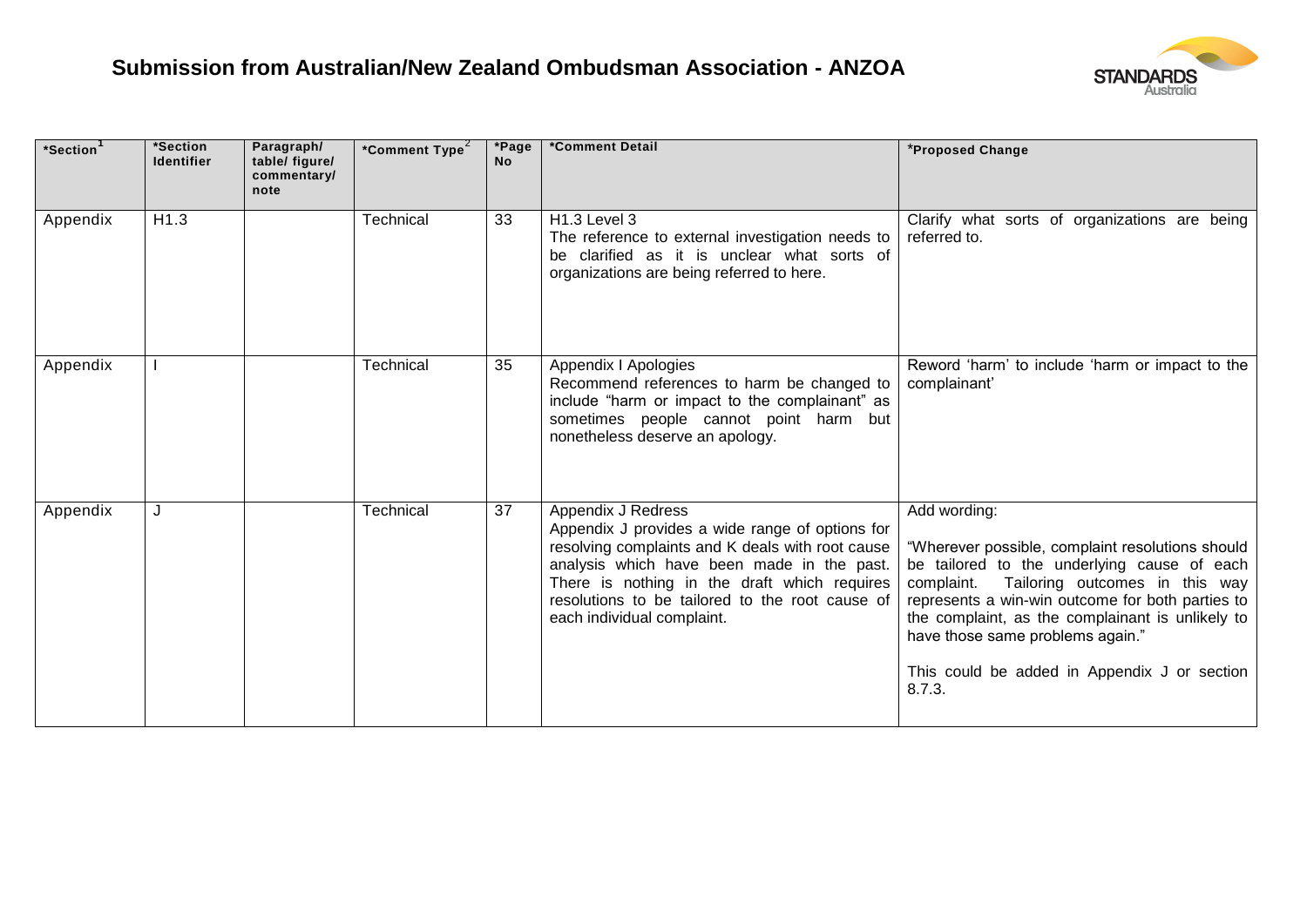## Submission from Australian/New Zealand Ombudsman Association - ANZOA

| *Section[1] | *Section Identifier | Paragraph/ table/ figure/ commentary/ note | *Comment Type[2] | *Page No | *Comment Detail | *Proposed Change |
|---|---|---|---|---|---|---|
| Appendix | H1.3 | | Technical | 33 | H1.3 Level 3<br>The reference to external investigation needs to be clarified as it is unclear what sorts of organizations are being referred to here. | Clarify what sorts of organizations are being referred to. |
| Appendix | I | | Technical | 35 | Appendix I Apologies<br>Recommend references to harm be changed to include "harm or impact to the complainant" as sometimes people cannot point harm but nonetheless deserve an apology. | Reword 'harm' to include 'harm or impact to the complainant' |
| Appendix | J | | Technical | 37 | Appendix J Redress<br>Appendix J provides a wide range of options for resolving complaints and K deals with root cause analysis which have been made in the past. There is nothing in the draft which requires resolutions to be tailored to the root cause of each individual complaint. | Add wording:<br><br>"Wherever possible, complaint resolutions should be tailored to the underlying cause of each complaint. Tailoring outcomes in this way represents a win-win outcome for both parties to the complaint, as the complainant is unlikely to have those same problems again."<br><br>This could be added in Appendix J or section 8.7.3. |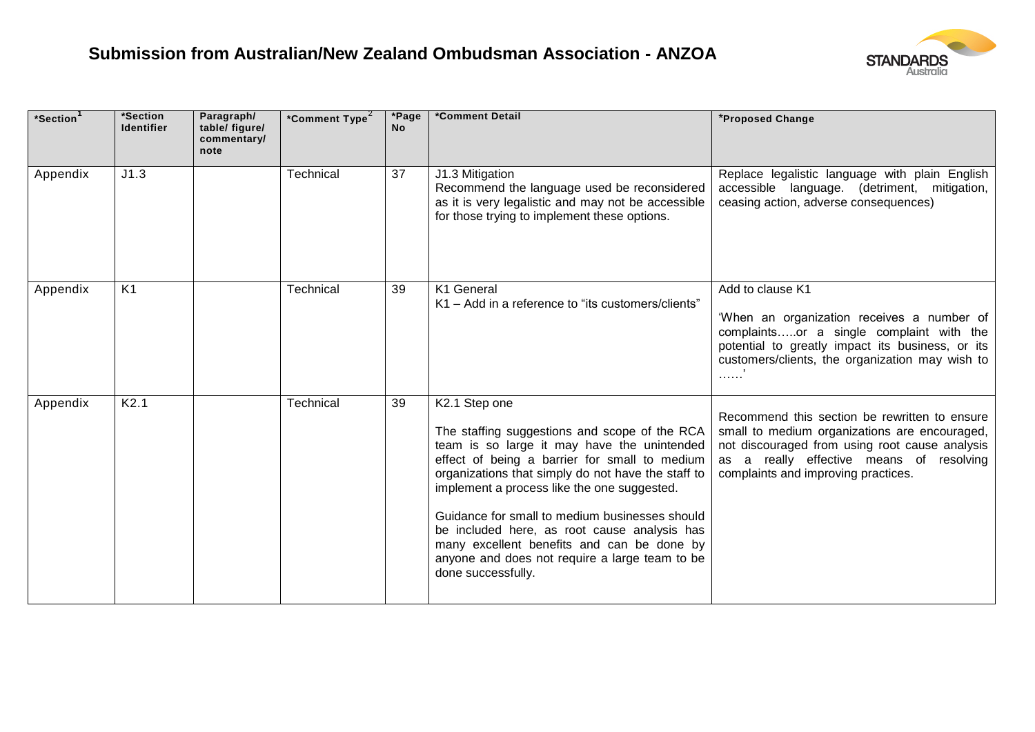## Submission from Australian/New Zealand Ombudsman Association - ANZOA

| *Section[1] | *Section Identifier | Paragraph/ table/ figure/ commentary/ note | *Comment Type[2] | *Page No | *Comment Detail | *Proposed Change |
|---|---|---|---|---|---|---|
| Appendix | J1.3 | | Technical | 37 | J1.3 Mitigation<br>Recommend the language used be reconsidered as it is very legalistic and may not be accessible for those trying to implement these options. | Replace legalistic language with plain English accessible language. (detriment, mitigation, ceasing action, adverse consequences) |
| Appendix | K1 | | Technical | 39 | K1 General<br>K1 – Add in a reference to "its customers/clients" | Add to clause K1<br><br>'When an organization receives a number of complaints…..or a single complaint with the potential to greatly impact its business, or its customers/clients, the organization may wish to ……' |
| Appendix | K2.1 | | Technical | 39 | K2.1 Step one<br><br>The staffing suggestions and scope of the RCA team is so large it may have the unintended effect of being a barrier for small to medium organizations that simply do not have the staff to implement a process like the one suggested.<br><br>Guidance for small to medium businesses should be included here, as root cause analysis has many excellent benefits and can be done by anyone and does not require a large team to be done successfully. | Recommend this section be rewritten to ensure small to medium organizations are encouraged, not discouraged from using root cause analysis as a really effective means of resolving complaints and improving practices. |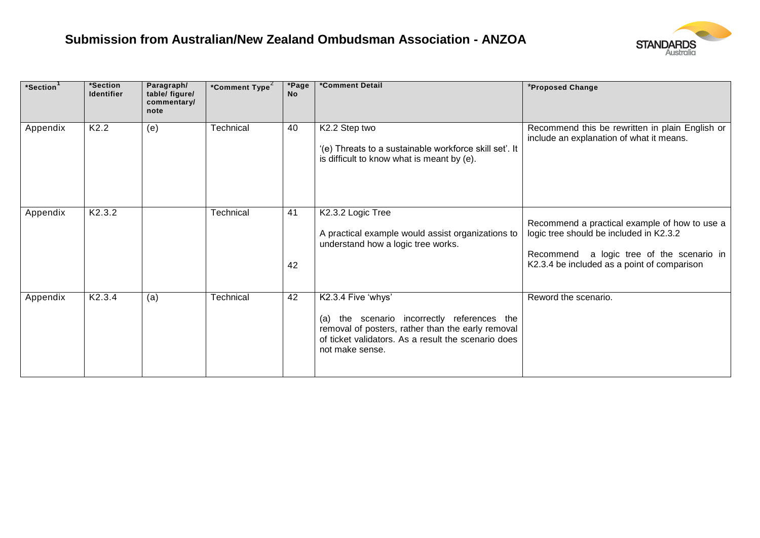## Submission from Australian/New Zealand Ombudsman Association - ANZOA

| *Section[1] | *Section Identifier | Paragraph/ table/ figure/ commentary/ note | *Comment Type[2] | *Page No | *Comment Detail | *Proposed Change |
|---|---|---|---|---|---|---|
| Appendix | K2.2 | (e) | Technical | 40 | K2.2 Step two<br><br>'(e) Threats to a sustainable workforce skill set'. It is difficult to know what is meant by (e). | Recommend this be rewritten in plain English or include an explanation of what it means. |
| Appendix | K2.3.2 | | Technical | 41<br><br>42 | K2.3.2 Logic Tree<br><br>A practical example would assist organizations to understand how a logic tree works. | Recommend a practical example of how to use a logic tree should be included in K2.3.2<br><br>Recommend a logic tree of the scenario in K2.3.4 be included as a point of comparison |
| Appendix | K2.3.4 | (a) | Technical | 42 | K2.3.4 Five 'whys'<br><br>(a) the scenario incorrectly references the removal of posters, rather than the early removal of ticket validators. As a result the scenario does not make sense. | Reword the scenario. |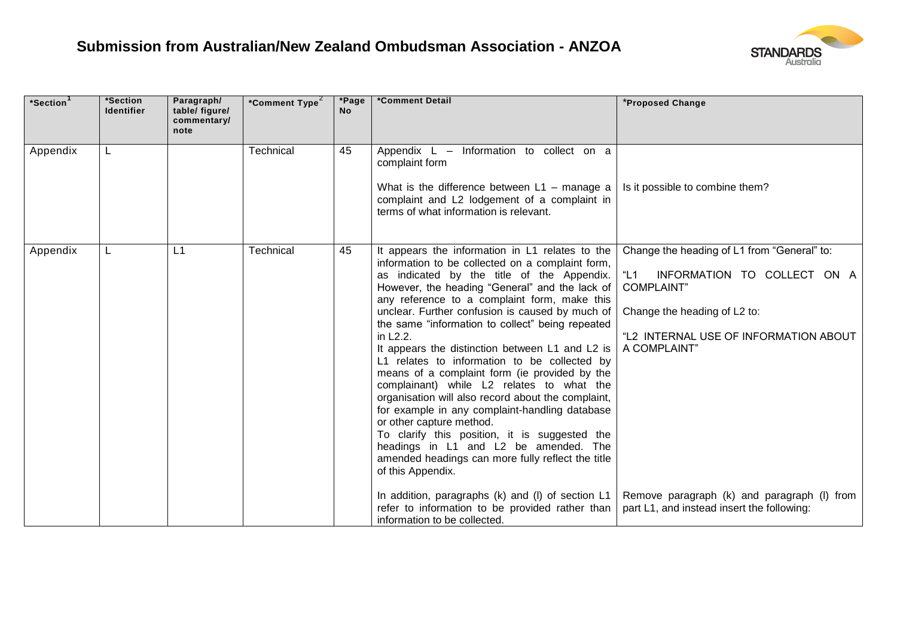# Submission from Australian/New Zealand Ombudsman Association - ANZOA

| *Section[1] | *Section Identifier | Paragraph/ table/ figure/ commentary/ note | *Comment Type[2] | *Page No | *Comment Detail | *Proposed Change |
|---|---|---|---|---|---|---|
| Appendix | L | | Technical | 45 | Appendix L – Information to collect on a complaint form<br><br>What is the difference between L1 – manage a complaint and L2 lodgement of a complaint in terms of what information is relevant. | Is it possible to combine them? |
| Appendix | L | L1 | Technical | 45 | It appears the information in L1 relates to the information to be collected on a complaint form, as indicated by the title of the Appendix. However, the heading "General" and the lack of any reference to a complaint form, make this unclear. Further confusion is caused by much of the same "information to collect" being repeated in L2.2.<br>It appears the distinction between L1 and L2 is L1 relates to information to be collected by means of a complaint form (ie provided by the complainant) while L2 relates to what the organisation will also record about the complaint, for example in any complaint-handling database or other capture method.<br>To clarify this position, it is suggested the headings in L1 and L2 be amended. The amended headings can more fully reflect the title of this Appendix.<br><br>In addition, paragraphs (k) and (l) of section L1 refer to information to be provided rather than information to be collected. | Change the heading of L1 from "General" to:<br><br>"L1 INFORMATION TO COLLECT ON A COMPLAINT"<br><br>Change the heading of L2 to:<br><br>"L2 INTERNAL USE OF INFORMATION ABOUT A COMPLAINT"<br><br>Remove paragraph (k) and paragraph (l) from part L1, and instead insert the following: |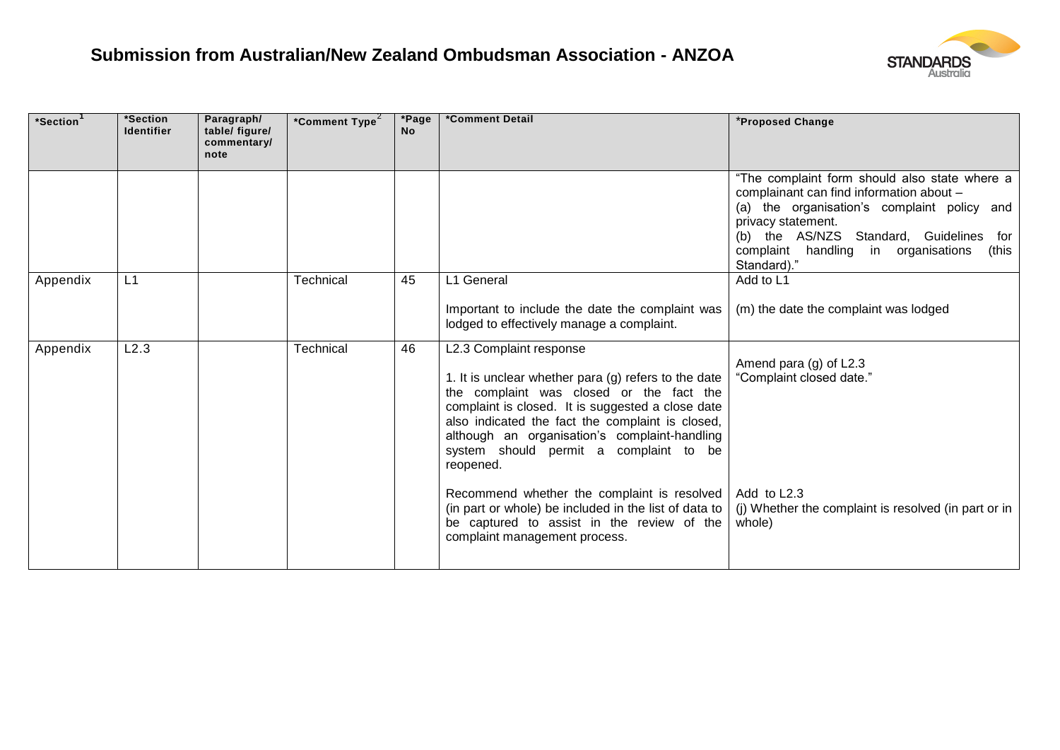## Submission from Australian/New Zealand Ombudsman Association - ANZOA

| *Section[1] | *Section Identifier | Paragraph/ table/ figure/ commentary/ note | *Comment Type[2] | *Page No | *Comment Detail | *Proposed Change |
|---|---|---|---|---|---|---|
| | | | | | | "The complaint form should also state where a complainant can find information about – (a) the organisation's complaint policy and privacy statement. (b) the AS/NZS Standard, Guidelines for complaint handling in organisations (this Standard)." |
| Appendix | L1 | | Technical | 45 | L1 General<br><br>Important to include the date the complaint was lodged to effectively manage a complaint. | Add to L1<br><br>(m) the date the complaint was lodged |
| Appendix | L2.3 | | Technical | 46 | L2.3 Complaint response<br><br>1. It is unclear whether para (g) refers to the date the complaint was closed or the fact the complaint is closed. It is suggested a close date also indicated the fact the complaint is closed, although an organisation's complaint-handling system should permit a complaint to be reopened.<br><br>Recommend whether the complaint is resolved (in part or whole) be included in the list of data to be captured to assist in the review of the complaint management process. | Amend para (g) of L2.3 "Complaint closed date."<br><br>Add to L2.3 (j) Whether the complaint is resolved (in part or in whole) |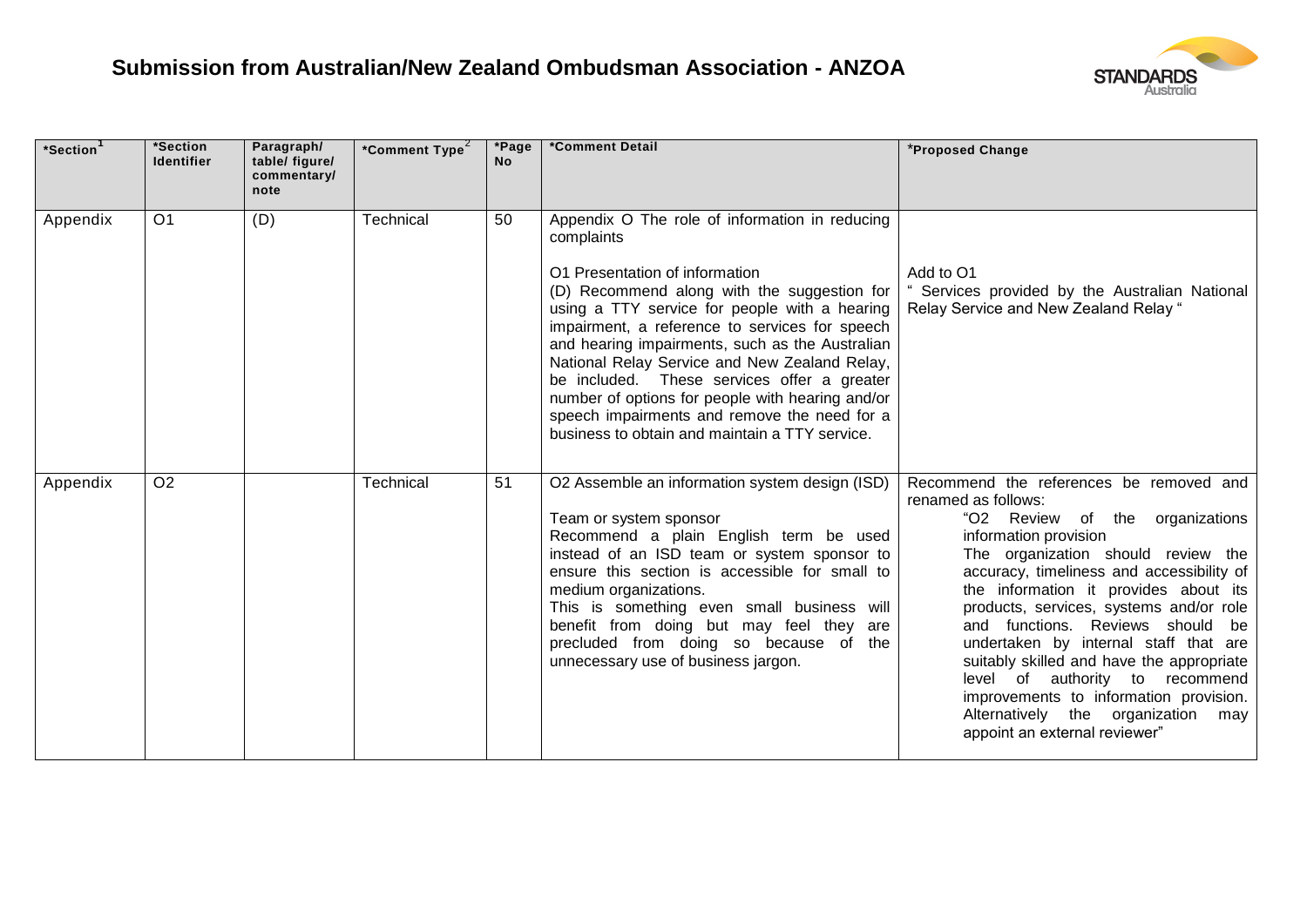# Submission from Australian/New Zealand Ombudsman Association - ANZOA

| *Section[1] | *Section Identifier | Paragraph/ table/ figure/ commentary/ note | *Comment Type[2] | *Page No | *Comment Detail | *Proposed Change |
|---|---|---|---|---|---|---|
| Appendix | O1 | (D) | Technical | 50 | Appendix O The role of information in reducing complaints<br><br>O1 Presentation of information<br>(D) Recommend along with the suggestion for using a TTY service for people with a hearing impairment, a reference to services for speech and hearing impairments, such as the Australian National Relay Service and New Zealand Relay, be included. These services offer a greater number of options for people with hearing and/or speech impairments and remove the need for a business to obtain and maintain a TTY service. | Add to O1<br>" Services provided by the Australian National Relay Service and New Zealand Relay " |
| Appendix | O2 | | Technical | 51 | O2 Assemble an information system design (ISD)<br><br>Team or system sponsor<br>Recommend a plain English term be used instead of an ISD team or system sponsor to ensure this section is accessible for small to medium organizations.<br>This is something even small business will benefit from doing but may feel they are precluded from doing so because of the unnecessary use of business jargon. | Recommend the references be removed and renamed as follows:<br>"O2 Review of the organizations information provision<br>The organization should review the accuracy, timeliness and accessibility of the information it provides about its products, services, systems and/or role and functions. Reviews should be undertaken by internal staff that are suitably skilled and have the appropriate level of authority to recommend improvements to information provision. Alternatively the organization may appoint an external reviewer" |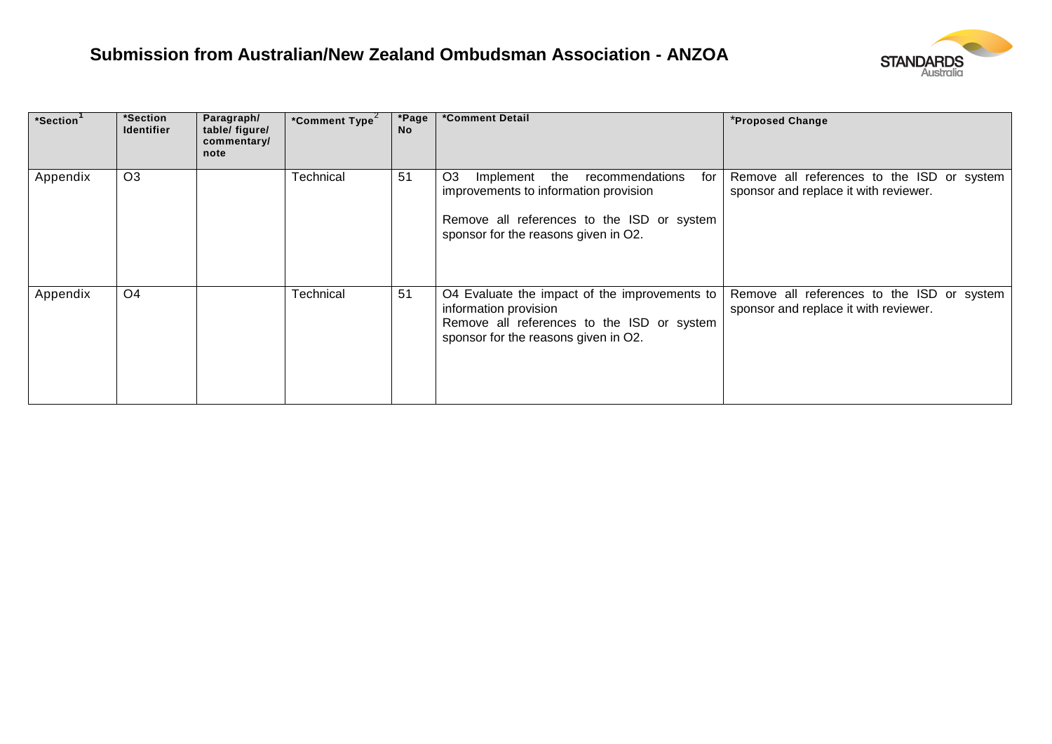## Submission from Australian/New Zealand Ombudsman Association - ANZOA

| *Section[1] | *Section Identifier | Paragraph/ table/ figure/ commentary/ note | *Comment Type[2] | *Page No | *Comment Detail | *Proposed Change |
|---|---|---|---|---|---|---|
| Appendix | O3 | | Technical | 51 | O3 Implement the recommendations for improvements to information provision<br><br>Remove all references to the ISD or system sponsor for the reasons given in O2. | Remove all references to the ISD or system sponsor and replace it with reviewer. |
| Appendix | O4 | | Technical | 51 | O4 Evaluate the impact of the improvements to information provision<br>Remove all references to the ISD or system sponsor for the reasons given in O2. | Remove all references to the ISD or system sponsor and replace it with reviewer. |